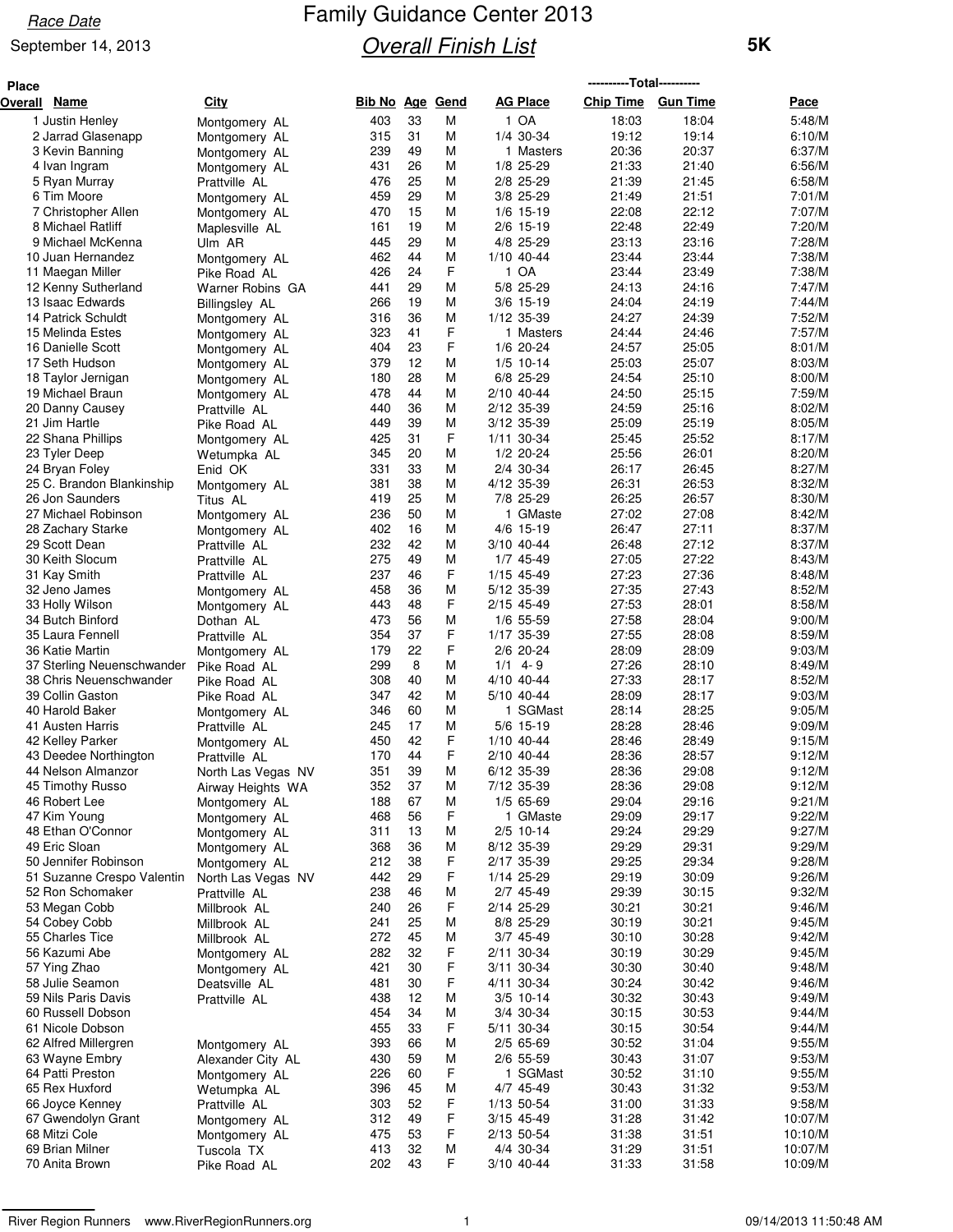Race Date

September 14, 2013

# Family Guidance Center 2013

## Overall Finish List

**5K**

| Place Overall | Name | City | Bib No | Age | Gend | AG Place | Chip Time | Gun Time | Pace |
|---|---|---|---|---|---|---|---|---|---|
| | | | | | | | ----------Total---------- | | |
| 1 | Justin Henley | Montgomery AL | 403 | 33 | M | 1 OA | 18:03 | 18:04 | 5:48/M |
| 2 | Jarrad Glasenapp | Montgomery AL | 315 | 31 | M | 1/4 30-34 | 19:12 | 19:14 | 6:10/M |
| 3 | Kevin Banning | Montgomery AL | 239 | 49 | M | 1 Masters | 20:36 | 20:37 | 6:37/M |
| 4 | Ivan Ingram | Montgomery AL | 431 | 26 | M | 1/8 25-29 | 21:33 | 21:40 | 6:56/M |
| 5 | Ryan Murray | Prattville AL | 476 | 25 | M | 2/8 25-29 | 21:39 | 21:45 | 6:58/M |
| 6 | Tim Moore | Montgomery AL | 459 | 29 | M | 3/8 25-29 | 21:49 | 21:51 | 7:01/M |
| 7 | Christopher Allen | Montgomery AL | 470 | 15 | M | 1/6 15-19 | 22:08 | 22:12 | 7:07/M |
| 8 | Michael Ratliff | Maplesville AL | 161 | 19 | M | 2/6 15-19 | 22:48 | 22:49 | 7:20/M |
| 9 | Michael McKenna | Ulm AR | 445 | 29 | M | 4/8 25-29 | 23:13 | 23:16 | 7:28/M |
| 10 | Juan Hernandez | Montgomery AL | 462 | 44 | M | 1/10 40-44 | 23:44 | 23:44 | 7:38/M |
| 11 | Maegan Miller | Pike Road AL | 426 | 24 | F | 1 OA | 23:44 | 23:49 | 7:38/M |
| 12 | Kenny Sutherland | Warner Robins GA | 441 | 29 | M | 5/8 25-29 | 24:13 | 24:16 | 7:47/M |
| 13 | Isaac Edwards | Billingsley AL | 266 | 19 | M | 3/6 15-19 | 24:04 | 24:19 | 7:44/M |
| 14 | Patrick Schuldt | Montgomery AL | 316 | 36 | M | 1/12 35-39 | 24:27 | 24:39 | 7:52/M |
| 15 | Melinda Estes | Montgomery AL | 323 | 41 | F | 1 Masters | 24:44 | 24:46 | 7:57/M |
| 16 | Danielle Scott | Montgomery AL | 404 | 23 | F | 1/6 20-24 | 24:57 | 25:05 | 8:01/M |
| 17 | Seth Hudson | Montgomery AL | 379 | 12 | M | 1/5 10-14 | 25:03 | 25:07 | 8:03/M |
| 18 | Taylor Jernigan | Montgomery AL | 180 | 28 | M | 6/8 25-29 | 24:54 | 25:10 | 8:00/M |
| 19 | Michael Braun | Montgomery AL | 478 | 44 | M | 2/10 40-44 | 24:50 | 25:15 | 7:59/M |
| 20 | Danny Causey | Prattville AL | 440 | 36 | M | 2/12 35-39 | 24:59 | 25:16 | 8:02/M |
| 21 | Jim Hartle | Pike Road AL | 449 | 39 | M | 3/12 35-39 | 25:09 | 25:19 | 8:05/M |
| 22 | Shana Phillips | Montgomery AL | 425 | 31 | F | 1/11 30-34 | 25:45 | 25:52 | 8:17/M |
| 23 | Tyler Deep | Wetumpka AL | 345 | 20 | M | 1/2 20-24 | 25:56 | 26:01 | 8:20/M |
| 24 | Bryan Foley | Enid OK | 331 | 33 | M | 2/4 30-34 | 26:17 | 26:45 | 8:27/M |
| 25 | C. Brandon Blankinship | Montgomery AL | 381 | 38 | M | 4/12 35-39 | 26:31 | 26:53 | 8:32/M |
| 26 | Jon Saunders | Titus AL | 419 | 25 | M | 7/8 25-29 | 26:25 | 26:57 | 8:30/M |
| 27 | Michael Robinson | Montgomery AL | 236 | 50 | M | 1 GMaste | 27:02 | 27:08 | 8:42/M |
| 28 | Zachary Starke | Montgomery AL | 402 | 16 | M | 4/6 15-19 | 26:47 | 27:11 | 8:37/M |
| 29 | Scott Dean | Prattville AL | 232 | 42 | M | 3/10 40-44 | 26:48 | 27:12 | 8:37/M |
| 30 | Keith Slocum | Prattville AL | 275 | 49 | M | 1/7 45-49 | 27:05 | 27:22 | 8:43/M |
| 31 | Kay Smith | Prattville AL | 237 | 46 | F | 1/15 45-49 | 27:23 | 27:36 | 8:48/M |
| 32 | Jeno James | Montgomery AL | 458 | 36 | M | 5/12 35-39 | 27:35 | 27:43 | 8:52/M |
| 33 | Holly Wilson | Montgomery AL | 443 | 48 | F | 2/15 45-49 | 27:53 | 28:01 | 8:58/M |
| 34 | Butch Binford | Dothan AL | 473 | 56 | M | 1/6 55-59 | 27:58 | 28:04 | 9:00/M |
| 35 | Laura Fennell | Prattville AL | 354 | 37 | F | 1/17 35-39 | 27:55 | 28:08 | 8:59/M |
| 36 | Katie Martin | Montgomery AL | 179 | 22 | F | 2/6 20-24 | 28:09 | 28:09 | 9:03/M |
| 37 | Sterling Neuenschwander | Pike Road AL | 299 | 8 | M | 1/1 4- 9 | 27:26 | 28:10 | 8:49/M |
| 38 | Chris Neuenschwander | Pike Road AL | 308 | 40 | M | 4/10 40-44 | 27:33 | 28:17 | 8:52/M |
| 39 | Collin Gaston | Pike Road AL | 347 | 42 | M | 5/10 40-44 | 28:09 | 28:17 | 9:03/M |
| 40 | Harold Baker | Montgomery AL | 346 | 60 | M | 1 SGMast | 28:14 | 28:25 | 9:05/M |
| 41 | Austen Harris | Prattville AL | 245 | 17 | M | 5/6 15-19 | 28:28 | 28:46 | 9:09/M |
| 42 | Kelley Parker | Montgomery AL | 450 | 42 | F | 1/10 40-44 | 28:46 | 28:49 | 9:15/M |
| 43 | Deedee Northington | Prattville AL | 170 | 44 | F | 2/10 40-44 | 28:36 | 28:57 | 9:12/M |
| 44 | Nelson Almanzor | North Las Vegas NV | 351 | 39 | M | 6/12 35-39 | 28:36 | 29:08 | 9:12/M |
| 45 | Timothy Russo | Airway Heights WA | 352 | 37 | M | 7/12 35-39 | 28:36 | 29:08 | 9:12/M |
| 46 | Robert Lee | Montgomery AL | 188 | 67 | M | 1/5 65-69 | 29:04 | 29:16 | 9:21/M |
| 47 | Kim Young | Montgomery AL | 468 | 56 | F | 1 GMaste | 29:09 | 29:17 | 9:22/M |
| 48 | Ethan O'Connor | Montgomery AL | 311 | 13 | M | 2/5 10-14 | 29:24 | 29:29 | 9:27/M |
| 49 | Eric Sloan | Montgomery AL | 368 | 36 | M | 8/12 35-39 | 29:29 | 29:31 | 9:29/M |
| 50 | Jennifer Robinson | Montgomery AL | 212 | 38 | F | 2/17 35-39 | 29:25 | 29:34 | 9:28/M |
| 51 | Suzanne Crespo Valentin | North Las Vegas NV | 442 | 29 | F | 1/14 25-29 | 29:19 | 30:09 | 9:26/M |
| 52 | Ron Schomaker | Prattville AL | 238 | 46 | M | 2/7 45-49 | 29:39 | 30:15 | 9:32/M |
| 53 | Megan Cobb | Millbrook AL | 240 | 26 | F | 2/14 25-29 | 30:21 | 30:21 | 9:46/M |
| 54 | Cobey Cobb | Millbrook AL | 241 | 25 | M | 8/8 25-29 | 30:19 | 30:21 | 9:45/M |
| 55 | Charles Tice | Millbrook AL | 272 | 45 | M | 3/7 45-49 | 30:10 | 30:28 | 9:42/M |
| 56 | Kazumi Abe | Montgomery AL | 282 | 32 | F | 2/11 30-34 | 30:19 | 30:29 | 9:45/M |
| 57 | Ying Zhao | Montgomery AL | 421 | 30 | F | 3/11 30-34 | 30:30 | 30:40 | 9:48/M |
| 58 | Julie Seamon | Deatsville AL | 481 | 30 | F | 4/11 30-34 | 30:24 | 30:42 | 9:46/M |
| 59 | Nils Paris Davis | Prattville AL | 438 | 12 | M | 3/5 10-14 | 30:32 | 30:43 | 9:49/M |
| 60 | Russell Dobson | | 454 | 34 | M | 3/4 30-34 | 30:15 | 30:53 | 9:44/M |
| 61 | Nicole Dobson | | 455 | 33 | F | 5/11 30-34 | 30:15 | 30:54 | 9:44/M |
| 62 | Alfred Millergren | Montgomery AL | 393 | 66 | M | 2/5 65-69 | 30:52 | 31:04 | 9:55/M |
| 63 | Wayne Embry | Alexander City AL | 430 | 59 | M | 2/6 55-59 | 30:43 | 31:07 | 9:53/M |
| 64 | Patti Preston | Montgomery AL | 226 | 60 | F | 1 SGMast | 30:52 | 31:10 | 9:55/M |
| 65 | Rex Huxford | Wetumpka AL | 396 | 45 | M | 4/7 45-49 | 30:43 | 31:32 | 9:53/M |
| 66 | Joyce Kenney | Prattville AL | 303 | 52 | F | 1/13 50-54 | 31:00 | 31:33 | 9:58/M |
| 67 | Gwendolyn Grant | Montgomery AL | 312 | 49 | F | 3/15 45-49 | 31:28 | 31:42 | 10:07/M |
| 68 | Mitzi Cole | Montgomery AL | 475 | 53 | F | 2/13 50-54 | 31:38 | 31:51 | 10:10/M |
| 69 | Brian Milner | Tuscola TX | 413 | 32 | M | 4/4 30-34 | 31:29 | 31:51 | 10:07/M |
| 70 | Anita Brown | Pike Road AL | 202 | 43 | F | 3/10 40-44 | 31:33 | 31:58 | 10:09/M |

River Region Runners www.RiverRegionRunners.org 09/14/2013 11:50:48 AM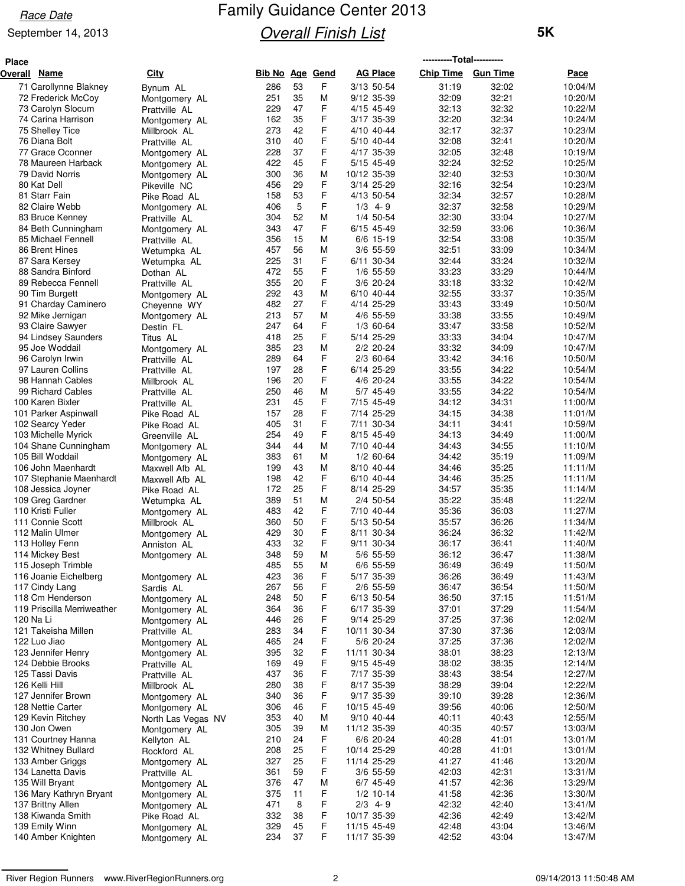Race Date

September 14, 2013

# Family Guidance Center 2013

## Overall Finish List

**5K**

| Place Overall | Name | City | Bib No | Age | Gend | AG Place | Chip Time | Gun Time | Pace |
|---|---|---|---|---|---|---|---|---|---|
| 71 | Carollynne Blakney | Bynum AL | 286 | 53 | F | 3/13 50-54 | 31:19 | 32:02 | 10:04/M |
| 72 | Frederick McCoy | Montgomery AL | 251 | 35 | M | 9/12 35-39 | 32:09 | 32:21 | 10:20/M |
| 73 | Carolyn Slocum | Prattville AL | 229 | 47 | F | 4/15 45-49 | 32:13 | 32:32 | 10:22/M |
| 74 | Carina Harrison | Montgomery AL | 162 | 35 | F | 3/17 35-39 | 32:20 | 32:34 | 10:24/M |
| 75 | Shelley Tice | Millbrook AL | 273 | 42 | F | 4/10 40-44 | 32:17 | 32:37 | 10:23/M |
| 76 | Diana Bolt | Prattville AL | 310 | 40 | F | 5/10 40-44 | 32:08 | 32:41 | 10:20/M |
| 77 | Grace Oconner | Montgomery AL | 228 | 37 | F | 4/17 35-39 | 32:05 | 32:48 | 10:19/M |
| 78 | Maureen Harback | Montgomery AL | 422 | 45 | F | 5/15 45-49 | 32:24 | 32:52 | 10:25/M |
| 79 | David Norris | Montgomery AL | 300 | 36 | M | 10/12 35-39 | 32:40 | 32:53 | 10:30/M |
| 80 | Kat Dell | Pikeville NC | 456 | 29 | F | 3/14 25-29 | 32:16 | 32:54 | 10:23/M |
| 81 | Starr Fain | Pike Road AL | 158 | 53 | F | 4/13 50-54 | 32:34 | 32:57 | 10:28/M |
| 82 | Claire Webb | Montgomery AL | 406 | 5 | F | 1/3 4- 9 | 32:37 | 32:58 | 10:29/M |
| 83 | Bruce Kenney | Prattville AL | 304 | 52 | M | 1/4 50-54 | 32:30 | 33:04 | 10:27/M |
| 84 | Beth Cunningham | Montgomery AL | 343 | 47 | F | 6/15 45-49 | 32:59 | 33:06 | 10:36/M |
| 85 | Michael Fennell | Prattville AL | 356 | 15 | M | 6/6 15-19 | 32:54 | 33:08 | 10:35/M |
| 86 | Brent Hines | Wetumpka AL | 457 | 56 | M | 3/6 55-59 | 32:51 | 33:09 | 10:34/M |
| 87 | Sara Kersey | Wetumpka AL | 225 | 31 | F | 6/11 30-34 | 32:44 | 33:24 | 10:32/M |
| 88 | Sandra Binford | Dothan AL | 472 | 55 | F | 1/6 55-59 | 33:23 | 33:29 | 10:44/M |
| 89 | Rebecca Fennell | Prattville AL | 355 | 20 | F | 3/6 20-24 | 33:18 | 33:32 | 10:42/M |
| 90 | Tim Burgett | Montgomery AL | 292 | 43 | M | 6/10 40-44 | 32:55 | 33:37 | 10:35/M |
| 91 | Charday Caminero | Cheyenne WY | 482 | 27 | F | 4/14 25-29 | 33:43 | 33:49 | 10:50/M |
| 92 | Mike Jernigan | Montgomery AL | 213 | 57 | M | 4/6 55-59 | 33:38 | 33:55 | 10:49/M |
| 93 | Claire Sawyer | Destin FL | 247 | 64 | F | 1/3 60-64 | 33:47 | 33:58 | 10:52/M |
| 94 | Lindsey Saunders | Titus AL | 418 | 25 | F | 5/14 25-29 | 33:33 | 34:04 | 10:47/M |
| 95 | Joe Woddail | Montgomery AL | 385 | 23 | M | 2/2 20-24 | 33:32 | 34:09 | 10:47/M |
| 96 | Carolyn Irwin | Prattville AL | 289 | 64 | F | 2/3 60-64 | 33:42 | 34:16 | 10:50/M |
| 97 | Lauren Collins | Prattville AL | 197 | 28 | F | 6/14 25-29 | 33:55 | 34:22 | 10:54/M |
| 98 | Hannah Cables | Millbrook AL | 196 | 20 | F | 4/6 20-24 | 33:55 | 34:22 | 10:54/M |
| 99 | Richard Cables | Prattville AL | 250 | 46 | M | 5/7 45-49 | 33:55 | 34:22 | 10:54/M |
| 100 | Karen Bixler | Prattville AL | 231 | 45 | F | 7/15 45-49 | 34:12 | 34:31 | 11:00/M |
| 101 | Parker Aspinwall | Pike Road AL | 157 | 28 | F | 7/14 25-29 | 34:15 | 34:38 | 11:01/M |
| 102 | Searcy Yeder | Pike Road AL | 405 | 31 | F | 7/11 30-34 | 34:11 | 34:41 | 10:59/M |
| 103 | Michelle Myrick | Greenville AL | 254 | 49 | F | 8/15 45-49 | 34:13 | 34:49 | 11:00/M |
| 104 | Shane Cunningham | Montgomery AL | 344 | 44 | M | 7/10 40-44 | 34:43 | 34:55 | 11:10/M |
| 105 | Bill Woddail | Montgomery AL | 383 | 61 | M | 1/2 60-64 | 34:42 | 35:19 | 11:09/M |
| 106 | John Maenhardt | Maxwell Afb AL | 199 | 43 | M | 8/10 40-44 | 34:46 | 35:25 | 11:11/M |
| 107 | Stephanie Maenhardt | Maxwell Afb AL | 198 | 42 | F | 6/10 40-44 | 34:46 | 35:25 | 11:11/M |
| 108 | Jessica Joyner | Pike Road AL | 172 | 25 | F | 8/14 25-29 | 34:57 | 35:35 | 11:14/M |
| 109 | Greg Gardner | Wetumpka AL | 389 | 51 | M | 2/4 50-54 | 35:22 | 35:48 | 11:22/M |
| 110 | Kristi Fuller | Montgomery AL | 483 | 42 | F | 7/10 40-44 | 35:36 | 36:03 | 11:27/M |
| 111 | Connie Scott | Millbrook AL | 360 | 50 | F | 5/13 50-54 | 35:57 | 36:26 | 11:34/M |
| 112 | Malin Ulmer | Montgomery AL | 429 | 30 | F | 8/11 30-34 | 36:24 | 36:32 | 11:42/M |
| 113 | Holley Fenn | Anniston AL | 433 | 32 | F | 9/11 30-34 | 36:17 | 36:41 | 11:40/M |
| 114 | Mickey Best | Montgomery AL | 348 | 59 | M | 5/6 55-59 | 36:12 | 36:47 | 11:38/M |
| 115 | Joseph Trimble | | 485 | 55 | M | 6/6 55-59 | 36:49 | 36:49 | 11:50/M |
| 116 | Joanie Eichelberg | Montgomery AL | 423 | 36 | F | 5/17 35-39 | 36:26 | 36:49 | 11:43/M |
| 117 | Cindy Lang | Sardis AL | 267 | 56 | F | 2/6 55-59 | 36:47 | 36:54 | 11:50/M |
| 118 | Cm Henderson | Montgomery AL | 248 | 50 | F | 6/13 50-54 | 36:50 | 37:15 | 11:51/M |
| 119 | Priscilla Merriweather | Montgomery AL | 364 | 36 | F | 6/17 35-39 | 37:01 | 37:29 | 11:54/M |
| 120 | Na Li | Montgomery AL | 446 | 26 | F | 9/14 25-29 | 37:25 | 37:36 | 12:02/M |
| 121 | Takeisha Millen | Prattville AL | 283 | 34 | F | 10/11 30-34 | 37:30 | 37:36 | 12:03/M |
| 122 | Luo Jiao | Montgomery AL | 465 | 24 | F | 5/6 20-24 | 37:25 | 37:36 | 12:02/M |
| 123 | Jennifer Henry | Montgomery AL | 395 | 32 | F | 11/11 30-34 | 38:01 | 38:23 | 12:13/M |
| 124 | Debbie Brooks | Prattville AL | 169 | 49 | F | 9/15 45-49 | 38:02 | 38:35 | 12:14/M |
| 125 | Tassi Davis | Prattville AL | 437 | 36 | F | 7/17 35-39 | 38:43 | 38:54 | 12:27/M |
| 126 | Kelli Hill | Millbrook AL | 280 | 38 | F | 8/17 35-39 | 38:29 | 39:04 | 12:22/M |
| 127 | Jennifer Brown | Montgomery AL | 340 | 36 | F | 9/17 35-39 | 39:10 | 39:28 | 12:36/M |
| 128 | Nettie Carter | Montgomery AL | 306 | 46 | F | 10/15 45-49 | 39:56 | 40:06 | 12:50/M |
| 129 | Kevin Ritchey | North Las Vegas NV | 353 | 40 | M | 9/10 40-44 | 40:11 | 40:43 | 12:55/M |
| 130 | Jon Owen | Montgomery AL | 305 | 39 | M | 11/12 35-39 | 40:35 | 40:57 | 13:03/M |
| 131 | Courtney Hanna | Kellyton AL | 210 | 24 | F | 6/6 20-24 | 40:28 | 41:01 | 13:01/M |
| 132 | Whitney Bullard | Rockford AL | 208 | 25 | F | 10/14 25-29 | 40:28 | 41:01 | 13:01/M |
| 133 | Amber Griggs | Montgomery AL | 327 | 25 | F | 11/14 25-29 | 41:27 | 41:46 | 13:20/M |
| 134 | Lanetta Davis | Prattville AL | 361 | 59 | F | 3/6 55-59 | 42:03 | 42:31 | 13:31/M |
| 135 | Will Bryant | Montgomery AL | 376 | 47 | M | 6/7 45-49 | 41:57 | 42:36 | 13:29/M |
| 136 | Mary Kathryn Bryant | Montgomery AL | 375 | 11 | F | 1/2 10-14 | 41:58 | 42:36 | 13:30/M |
| 137 | Brittny Allen | Montgomery AL | 471 | 8 | F | 2/3 4- 9 | 42:32 | 42:40 | 13:41/M |
| 138 | Kiwanda Smith | Pike Road AL | 332 | 38 | F | 10/17 35-39 | 42:36 | 42:49 | 13:42/M |
| 139 | Emily Winn | Montgomery AL | 329 | 45 | F | 11/15 45-49 | 42:48 | 43:04 | 13:46/M |
| 140 | Amber Knighten | Montgomery AL | 234 | 37 | F | 11/17 35-39 | 42:52 | 43:04 | 13:47/M |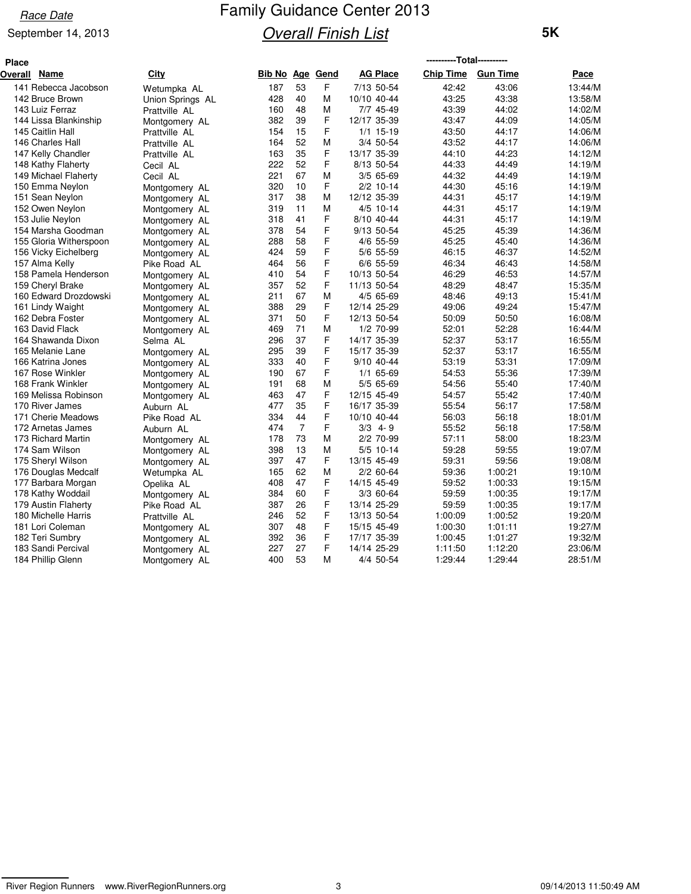Race Date

September 14, 2013

# Family Guidance Center 2013

## Overall Finish List

**5K**

| Place Overall | Name | City | Bib No | Age | Gend | AG Place | | Chip Time | Gun Time | Pace |
|---|---|---|---|---|---|---|---|---|---|---|
| 141 | Rebecca Jacobson | Wetumpka AL | 187 | 53 | F | 7/13 | 50-54 | 42:42 | 43:06 | 13:44/M |
| 142 | Bruce Brown | Union Springs AL | 428 | 40 | M | 10/10 | 40-44 | 43:25 | 43:38 | 13:58/M |
| 143 | Luiz Ferraz | Prattville AL | 160 | 48 | M | 7/7 | 45-49 | 43:39 | 44:02 | 14:02/M |
| 144 | Lissa Blankinship | Montgomery AL | 382 | 39 | F | 12/17 | 35-39 | 43:47 | 44:09 | 14:05/M |
| 145 | Caitlin Hall | Prattville AL | 154 | 15 | F | 1/1 | 15-19 | 43:50 | 44:17 | 14:06/M |
| 146 | Charles Hall | Prattville AL | 164 | 52 | M | 3/4 | 50-54 | 43:52 | 44:17 | 14:06/M |
| 147 | Kelly Chandler | Prattville AL | 163 | 35 | F | 13/17 | 35-39 | 44:10 | 44:23 | 14:12/M |
| 148 | Kathy Flaherty | Cecil AL | 222 | 52 | F | 8/13 | 50-54 | 44:33 | 44:49 | 14:19/M |
| 149 | Michael Flaherty | Cecil AL | 221 | 67 | M | 3/5 | 65-69 | 44:32 | 44:49 | 14:19/M |
| 150 | Emma Neylon | Montgomery AL | 320 | 10 | F | 2/2 | 10-14 | 44:30 | 45:16 | 14:19/M |
| 151 | Sean Neylon | Montgomery AL | 317 | 38 | M | 12/12 | 35-39 | 44:31 | 45:17 | 14:19/M |
| 152 | Owen Neylon | Montgomery AL | 319 | 11 | M | 4/5 | 10-14 | 44:31 | 45:17 | 14:19/M |
| 153 | Julie Neylon | Montgomery AL | 318 | 41 | F | 8/10 | 40-44 | 44:31 | 45:17 | 14:19/M |
| 154 | Marsha Goodman | Montgomery AL | 378 | 54 | F | 9/13 | 50-54 | 45:25 | 45:39 | 14:36/M |
| 155 | Gloria Witherspoon | Montgomery AL | 288 | 58 | F | 4/6 | 55-59 | 45:25 | 45:40 | 14:36/M |
| 156 | Vicky Eichelberg | Montgomery AL | 424 | 59 | F | 5/6 | 55-59 | 46:15 | 46:37 | 14:52/M |
| 157 | Alma Kelly | Pike Road AL | 464 | 56 | F | 6/6 | 55-59 | 46:34 | 46:43 | 14:58/M |
| 158 | Pamela Henderson | Montgomery AL | 410 | 54 | F | 10/13 | 50-54 | 46:29 | 46:53 | 14:57/M |
| 159 | Cheryl Brake | Montgomery AL | 357 | 52 | F | 11/13 | 50-54 | 48:29 | 48:47 | 15:35/M |
| 160 | Edward Drozdowski | Montgomery AL | 211 | 67 | M | 4/5 | 65-69 | 48:46 | 49:13 | 15:41/M |
| 161 | Lindy Waight | Montgomery AL | 388 | 29 | F | 12/14 | 25-29 | 49:06 | 49:24 | 15:47/M |
| 162 | Debra Foster | Montgomery AL | 371 | 50 | F | 12/13 | 50-54 | 50:09 | 50:50 | 16:08/M |
| 163 | David Flack | Montgomery AL | 469 | 71 | M | 1/2 | 70-99 | 52:01 | 52:28 | 16:44/M |
| 164 | Shawanda Dixon | Selma AL | 296 | 37 | F | 14/17 | 35-39 | 52:37 | 53:17 | 16:55/M |
| 165 | Melanie Lane | Montgomery AL | 295 | 39 | F | 15/17 | 35-39 | 52:37 | 53:17 | 16:55/M |
| 166 | Katrina Jones | Montgomery AL | 333 | 40 | F | 9/10 | 40-44 | 53:19 | 53:31 | 17:09/M |
| 167 | Rose Winkler | Montgomery AL | 190 | 67 | F | 1/1 | 65-69 | 54:53 | 55:36 | 17:39/M |
| 168 | Frank Winkler | Montgomery AL | 191 | 68 | M | 5/5 | 65-69 | 54:56 | 55:40 | 17:40/M |
| 169 | Melissa Robinson | Montgomery AL | 463 | 47 | F | 12/15 | 45-49 | 54:57 | 55:42 | 17:40/M |
| 170 | River James | Auburn AL | 477 | 35 | F | 16/17 | 35-39 | 55:54 | 56:17 | 17:58/M |
| 171 | Cherie Meadows | Pike Road AL | 334 | 44 | F | 10/10 | 40-44 | 56:03 | 56:18 | 18:01/M |
| 172 | Arnetas James | Auburn AL | 474 | 7 | F | 3/3 | 4- 9 | 55:52 | 56:18 | 17:58/M |
| 173 | Richard Martin | Montgomery AL | 178 | 73 | M | 2/2 | 70-99 | 57:11 | 58:00 | 18:23/M |
| 174 | Sam Wilson | Montgomery AL | 398 | 13 | M | 5/5 | 10-14 | 59:28 | 59:55 | 19:07/M |
| 175 | Sheryl Wilson | Montgomery AL | 397 | 47 | F | 13/15 | 45-49 | 59:31 | 59:56 | 19:08/M |
| 176 | Douglas Medcalf | Wetumpka AL | 165 | 62 | M | 2/2 | 60-64 | 59:36 | 1:00:21 | 19:10/M |
| 177 | Barbara Morgan | Opelika AL | 408 | 47 | F | 14/15 | 45-49 | 59:52 | 1:00:33 | 19:15/M |
| 178 | Kathy Woddail | Montgomery AL | 384 | 60 | F | 3/3 | 60-64 | 59:59 | 1:00:35 | 19:17/M |
| 179 | Austin Flaherty | Pike Road AL | 387 | 26 | F | 13/14 | 25-29 | 59:59 | 1:00:35 | 19:17/M |
| 180 | Michelle Harris | Prattville AL | 246 | 52 | F | 13/13 | 50-54 | 1:00:09 | 1:00:52 | 19:20/M |
| 181 | Lori Coleman | Montgomery AL | 307 | 48 | F | 15/15 | 45-49 | 1:00:30 | 1:01:11 | 19:27/M |
| 182 | Teri Sumbry | Montgomery AL | 392 | 36 | F | 17/17 | 35-39 | 1:00:45 | 1:01:27 | 19:32/M |
| 183 | Sandi Percival | Montgomery AL | 227 | 27 | F | 14/14 | 25-29 | 1:11:50 | 1:12:20 | 23:06/M |
| 184 | Phillip Glenn | Montgomery AL | 400 | 53 | M | 4/4 | 50-54 | 1:29:44 | 1:29:44 | 28:51/M |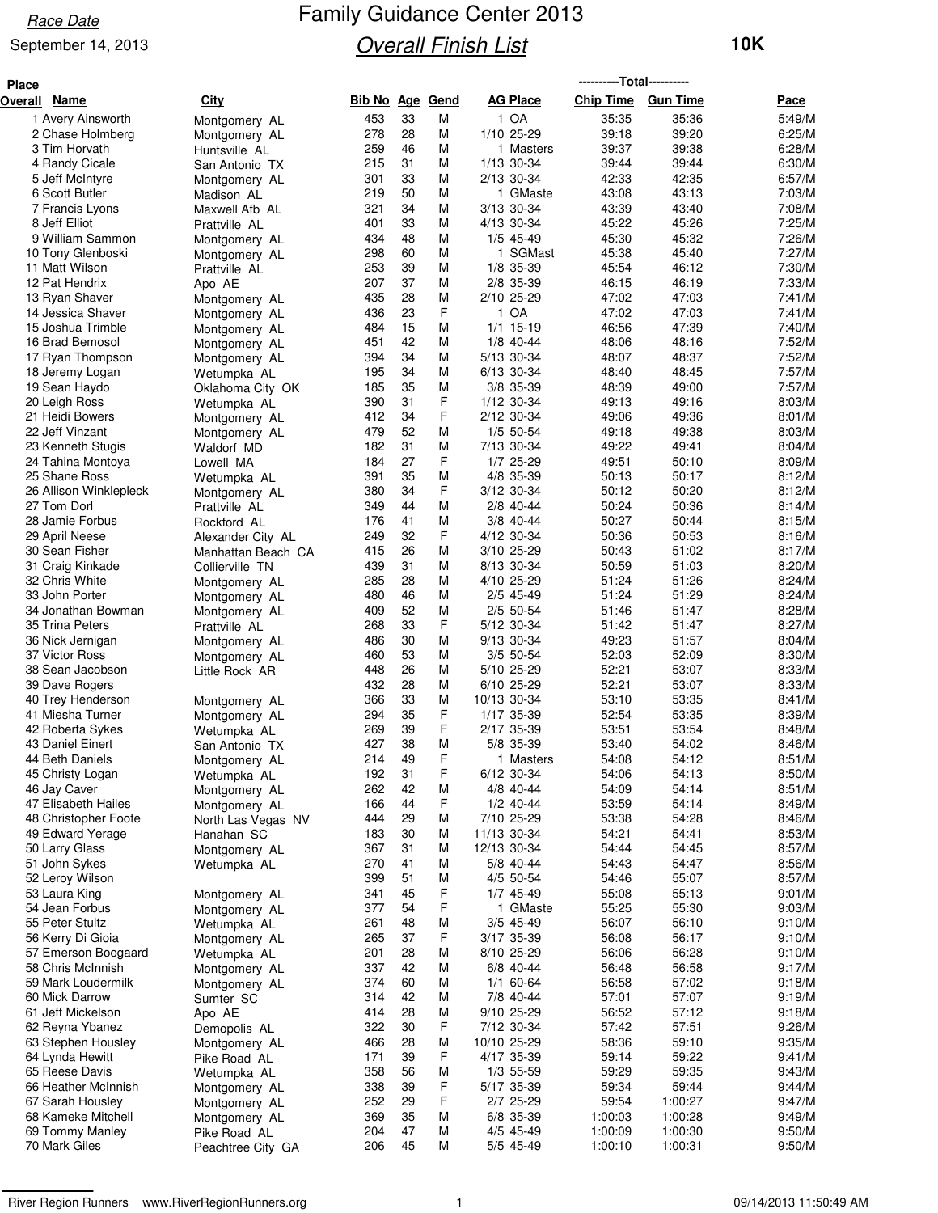Race Date

September 14, 2013

# Family Guidance Center 2013

## Overall Finish List

**10K**

| Place Overall | Name | City | Bib No | Age | Gend | AG Place | | Chip Time | Gun Time | Pace |
|---|---|---|---|---|---|---|---|---|---|---|
| 1 | Avery Ainsworth | Montgomery AL | 453 | 33 | M | 1 | OA | 35:35 | 35:36 | 5:49/M |
| 2 | Chase Holmberg | Montgomery AL | 278 | 28 | M | 1/10 | 25-29 | 39:18 | 39:20 | 6:25/M |
| 3 | Tim Horvath | Huntsville AL | 259 | 46 | M | 1 | Masters | 39:37 | 39:38 | 6:28/M |
| 4 | Randy Cicale | San Antonio TX | 215 | 31 | M | 1/13 | 30-34 | 39:44 | 39:44 | 6:30/M |
| 5 | Jeff McIntyre | Montgomery AL | 301 | 33 | M | 2/13 | 30-34 | 42:33 | 42:35 | 6:57/M |
| 6 | Scott Butler | Madison AL | 219 | 50 | M | 1 | GMaste | 43:08 | 43:13 | 7:03/M |
| 7 | Francis Lyons | Maxwell Afb AL | 321 | 34 | M | 3/13 | 30-34 | 43:39 | 43:40 | 7:08/M |
| 8 | Jeff Elliot | Prattville AL | 401 | 33 | M | 4/13 | 30-34 | 45:22 | 45:26 | 7:25/M |
| 9 | William Sammon | Montgomery AL | 434 | 48 | M | 1/5 | 45-49 | 45:30 | 45:32 | 7:26/M |
| 10 | Tony Glenboski | Montgomery AL | 298 | 60 | M | 1 | SGMast | 45:38 | 45:40 | 7:27/M |
| 11 | Matt Wilson | Prattville AL | 253 | 39 | M | 1/8 | 35-39 | 45:54 | 46:12 | 7:30/M |
| 12 | Pat Hendrix | Apo AE | 207 | 37 | M | 2/8 | 35-39 | 46:15 | 46:19 | 7:33/M |
| 13 | Ryan Shaver | Montgomery AL | 435 | 28 | M | 2/10 | 25-29 | 47:02 | 47:03 | 7:41/M |
| 14 | Jessica Shaver | Montgomery AL | 436 | 23 | F | 1 | OA | 47:02 | 47:03 | 7:41/M |
| 15 | Joshua Trimble | Montgomery AL | 484 | 15 | M | 1/1 | 15-19 | 46:56 | 47:39 | 7:40/M |
| 16 | Brad Bemosol | Montgomery AL | 451 | 42 | M | 1/8 | 40-44 | 48:06 | 48:16 | 7:52/M |
| 17 | Ryan Thompson | Montgomery AL | 394 | 34 | M | 5/13 | 30-34 | 48:07 | 48:37 | 7:52/M |
| 18 | Jeremy Logan | Wetumpka AL | 195 | 34 | M | 6/13 | 30-34 | 48:40 | 48:45 | 7:57/M |
| 19 | Sean Haydo | Oklahoma City OK | 185 | 35 | M | 3/8 | 35-39 | 48:39 | 49:00 | 7:57/M |
| 20 | Leigh Ross | Wetumpka AL | 390 | 31 | F | 1/12 | 30-34 | 49:13 | 49:16 | 8:03/M |
| 21 | Heidi Bowers | Montgomery AL | 412 | 34 | F | 2/12 | 30-34 | 49:06 | 49:36 | 8:01/M |
| 22 | Jeff Vinzant | Montgomery AL | 479 | 52 | M | 1/5 | 50-54 | 49:18 | 49:38 | 8:03/M |
| 23 | Kenneth Stugis | Waldorf MD | 182 | 31 | M | 7/13 | 30-34 | 49:22 | 49:41 | 8:04/M |
| 24 | Tahina Montoya | Lowell MA | 184 | 27 | F | 1/7 | 25-29 | 49:51 | 50:10 | 8:09/M |
| 25 | Shane Ross | Wetumpka AL | 391 | 35 | M | 4/8 | 35-39 | 50:13 | 50:17 | 8:12/M |
| 26 | Allison Winklepleck | Montgomery AL | 380 | 34 | F | 3/12 | 30-34 | 50:12 | 50:20 | 8:12/M |
| 27 | Tom Dorl | Prattville AL | 349 | 44 | M | 2/8 | 40-44 | 50:24 | 50:36 | 8:14/M |
| 28 | Jamie Forbus | Rockford AL | 176 | 41 | M | 3/8 | 40-44 | 50:27 | 50:44 | 8:15/M |
| 29 | April Neese | Alexander City AL | 249 | 32 | F | 4/12 | 30-34 | 50:36 | 50:53 | 8:16/M |
| 30 | Sean Fisher | Manhattan Beach CA | 415 | 26 | M | 3/10 | 25-29 | 50:43 | 51:02 | 8:17/M |
| 31 | Craig Kinkade | Collierville TN | 439 | 31 | M | 8/13 | 30-34 | 50:59 | 51:03 | 8:20/M |
| 32 | Chris White | Montgomery AL | 285 | 28 | M | 4/10 | 25-29 | 51:24 | 51:26 | 8:24/M |
| 33 | John Porter | Montgomery AL | 480 | 46 | M | 2/5 | 45-49 | 51:24 | 51:29 | 8:24/M |
| 34 | Jonathan Bowman | Montgomery AL | 409 | 52 | M | 2/5 | 50-54 | 51:46 | 51:47 | 8:28/M |
| 35 | Trina Peters | Prattville AL | 268 | 33 | F | 5/12 | 30-34 | 51:42 | 51:47 | 8:27/M |
| 36 | Nick Jernigan | Montgomery AL | 486 | 30 | M | 9/13 | 30-34 | 49:23 | 51:57 | 8:04/M |
| 37 | Victor Ross | Montgomery AL | 460 | 53 | M | 3/5 | 50-54 | 52:03 | 52:09 | 8:30/M |
| 38 | Sean Jacobson | Little Rock AR | 448 | 26 | M | 5/10 | 25-29 | 52:21 | 53:07 | 8:33/M |
| 39 | Dave Rogers | | 432 | 28 | M | 6/10 | 25-29 | 52:21 | 53:07 | 8:33/M |
| 40 | Trey Henderson | Montgomery AL | 366 | 33 | M | 10/13 | 30-34 | 53:10 | 53:35 | 8:41/M |
| 41 | Miesha Turner | Montgomery AL | 294 | 35 | F | 1/17 | 35-39 | 52:54 | 53:35 | 8:39/M |
| 42 | Roberta Sykes | Wetumpka AL | 269 | 39 | F | 2/17 | 35-39 | 53:51 | 53:54 | 8:48/M |
| 43 | Daniel Einert | San Antonio TX | 427 | 38 | M | 5/8 | 35-39 | 53:40 | 54:02 | 8:46/M |
| 44 | Beth Daniels | Montgomery AL | 214 | 49 | F | 1 | Masters | 54:08 | 54:12 | 8:51/M |
| 45 | Christy Logan | Wetumpka AL | 192 | 31 | F | 6/12 | 30-34 | 54:06 | 54:13 | 8:50/M |
| 46 | Jay Caver | Montgomery AL | 262 | 42 | M | 4/8 | 40-44 | 54:09 | 54:14 | 8:51/M |
| 47 | Elisabeth Hailes | Montgomery AL | 166 | 44 | F | 1/2 | 40-44 | 53:59 | 54:14 | 8:49/M |
| 48 | Christopher Foote | North Las Vegas NV | 444 | 29 | M | 7/10 | 25-29 | 53:38 | 54:28 | 8:46/M |
| 49 | Edward Yerage | Hanahan SC | 183 | 30 | M | 11/13 | 30-34 | 54:21 | 54:41 | 8:53/M |
| 50 | Larry Glass | Montgomery AL | 367 | 31 | M | 12/13 | 30-34 | 54:44 | 54:45 | 8:57/M |
| 51 | John Sykes | Wetumpka AL | 270 | 41 | M | 5/8 | 40-44 | 54:43 | 54:47 | 8:56/M |
| 52 | Leroy Wilson | | 399 | 51 | M | 4/5 | 50-54 | 54:46 | 55:07 | 8:57/M |
| 53 | Laura King | Montgomery AL | 341 | 45 | F | 1/7 | 45-49 | 55:08 | 55:13 | 9:01/M |
| 54 | Jean Forbus | Montgomery AL | 377 | 54 | F | 1 | GMaste | 55:25 | 55:30 | 9:03/M |
| 55 | Peter Stultz | Wetumpka AL | 261 | 48 | M | 3/5 | 45-49 | 56:07 | 56:10 | 9:10/M |
| 56 | Kerry Di Gioia | Montgomery AL | 265 | 37 | F | 3/17 | 35-39 | 56:08 | 56:17 | 9:10/M |
| 57 | Emerson Boogaard | Wetumpka AL | 201 | 28 | M | 8/10 | 25-29 | 56:06 | 56:28 | 9:10/M |
| 58 | Chris McInnish | Montgomery AL | 337 | 42 | M | 6/8 | 40-44 | 56:48 | 56:58 | 9:17/M |
| 59 | Mark Loudermilk | Montgomery AL | 374 | 60 | M | 1/1 | 60-64 | 56:58 | 57:02 | 9:18/M |
| 60 | Mick Darrow | Sumter SC | 314 | 42 | M | 7/8 | 40-44 | 57:01 | 57:07 | 9:19/M |
| 61 | Jeff Mickelson | Apo AE | 414 | 28 | M | 9/10 | 25-29 | 56:52 | 57:12 | 9:18/M |
| 62 | Reyna Ybanez | Demopolis AL | 322 | 30 | F | 7/12 | 30-34 | 57:42 | 57:51 | 9:26/M |
| 63 | Stephen Housley | Montgomery AL | 466 | 28 | M | 10/10 | 25-29 | 58:36 | 59:10 | 9:35/M |
| 64 | Lynda Hewitt | Pike Road AL | 171 | 39 | F | 4/17 | 35-39 | 59:14 | 59:22 | 9:41/M |
| 65 | Reese Davis | Wetumpka AL | 358 | 56 | M | 1/3 | 55-59 | 59:29 | 59:35 | 9:43/M |
| 66 | Heather McInnish | Montgomery AL | 338 | 39 | F | 5/17 | 35-39 | 59:34 | 59:44 | 9:44/M |
| 67 | Sarah Housley | Montgomery AL | 252 | 29 | F | 2/7 | 25-29 | 59:54 | 1:00:27 | 9:47/M |
| 68 | Kameke Mitchell | Montgomery AL | 369 | 35 | M | 6/8 | 35-39 | 1:00:03 | 1:00:28 | 9:49/M |
| 69 | Tommy Manley | Pike Road AL | 204 | 47 | M | 4/5 | 45-49 | 1:00:09 | 1:00:30 | 9:50/M |
| 70 | Mark Giles | Peachtree City GA | 206 | 45 | M | 5/5 | 45-49 | 1:00:10 | 1:00:31 | 9:50/M |

River Region Runners www.RiverRegionRunners.org 09/14/2013 11:50:49 AM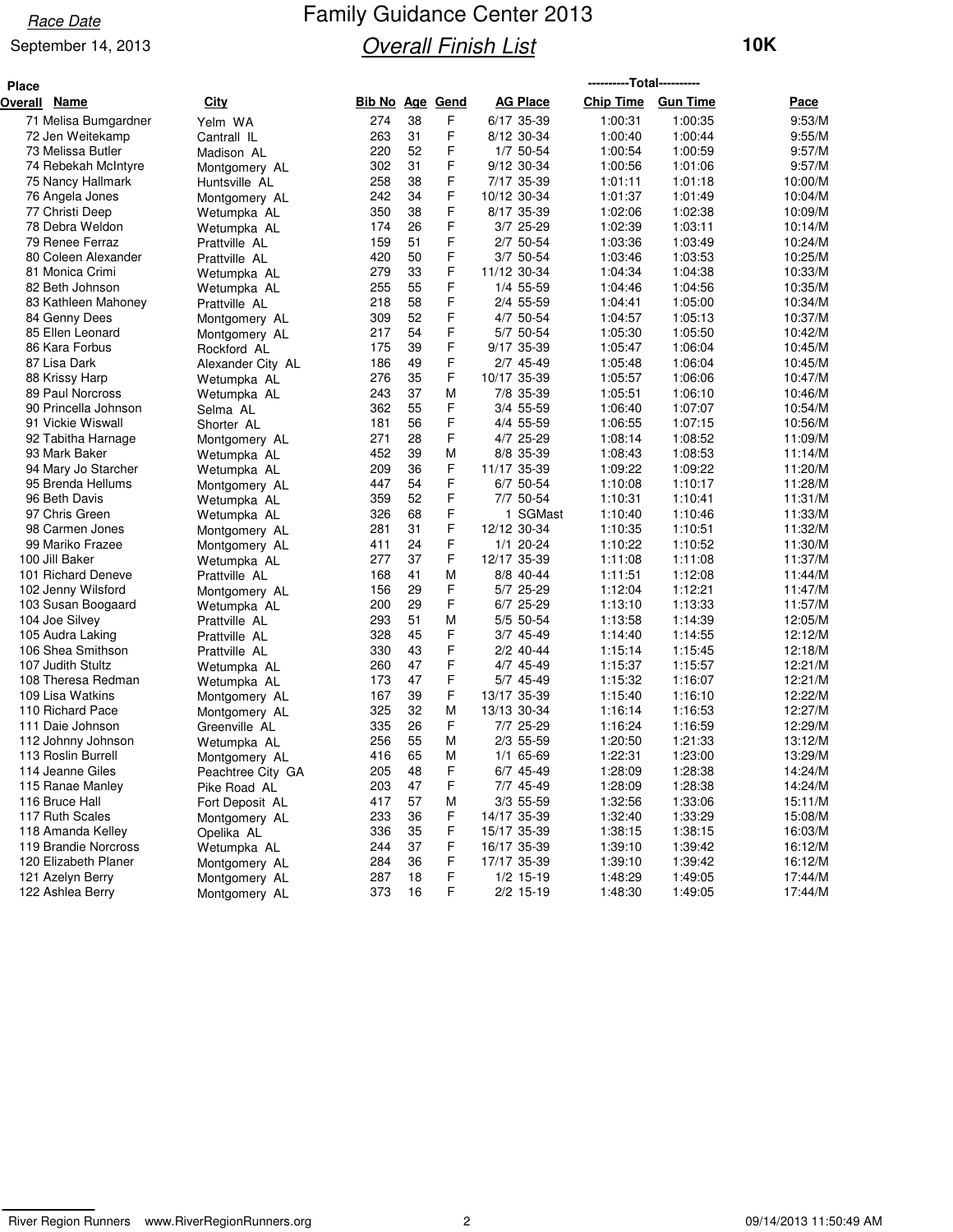Race Date

September 14, 2013

# Family Guidance Center 2013

## Overall Finish List

**10K**

| Place Overall | Name | City | Bib No | Age | Gend | AG Place | Chip Time | Gun Time | Pace |
|---|---|---|---|---|---|---|---|---|---|
| 71 | Melisa Bumgardner | Yelm WA | 274 | 38 | F | 6/17 35-39 | 1:00:31 | 1:00:35 | 9:53/M |
| 72 | Jen Weitekamp | Cantrall IL | 263 | 31 | F | 8/12 30-34 | 1:00:40 | 1:00:44 | 9:55/M |
| 73 | Melissa Butler | Madison AL | 220 | 52 | F | 1/7 50-54 | 1:00:54 | 1:00:59 | 9:57/M |
| 74 | Rebekah McIntyre | Montgomery AL | 302 | 31 | F | 9/12 30-34 | 1:00:56 | 1:01:06 | 9:57/M |
| 75 | Nancy Hallmark | Huntsville AL | 258 | 38 | F | 7/17 35-39 | 1:01:11 | 1:01:18 | 10:00/M |
| 76 | Angela Jones | Montgomery AL | 242 | 34 | F | 10/12 30-34 | 1:01:37 | 1:01:49 | 10:04/M |
| 77 | Christi Deep | Wetumpka AL | 350 | 38 | F | 8/17 35-39 | 1:02:06 | 1:02:38 | 10:09/M |
| 78 | Debra Weldon | Wetumpka AL | 174 | 26 | F | 3/7 25-29 | 1:02:39 | 1:03:11 | 10:14/M |
| 79 | Renee Ferraz | Prattville AL | 159 | 51 | F | 2/7 50-54 | 1:03:36 | 1:03:49 | 10:24/M |
| 80 | Coleen Alexander | Prattville AL | 420 | 50 | F | 3/7 50-54 | 1:03:46 | 1:03:53 | 10:25/M |
| 81 | Monica Crimi | Wetumpka AL | 279 | 33 | F | 11/12 30-34 | 1:04:34 | 1:04:38 | 10:33/M |
| 82 | Beth Johnson | Wetumpka AL | 255 | 55 | F | 1/4 55-59 | 1:04:46 | 1:04:56 | 10:35/M |
| 83 | Kathleen Mahoney | Prattville AL | 218 | 58 | F | 2/4 55-59 | 1:04:41 | 1:05:00 | 10:34/M |
| 84 | Genny Dees | Montgomery AL | 309 | 52 | F | 4/7 50-54 | 1:04:57 | 1:05:13 | 10:37/M |
| 85 | Ellen Leonard | Montgomery AL | 217 | 54 | F | 5/7 50-54 | 1:05:30 | 1:05:50 | 10:42/M |
| 86 | Kara Forbus | Rockford AL | 175 | 39 | F | 9/17 35-39 | 1:05:47 | 1:06:04 | 10:45/M |
| 87 | Lisa Dark | Alexander City AL | 186 | 49 | F | 2/7 45-49 | 1:05:48 | 1:06:04 | 10:45/M |
| 88 | Krissy Harp | Wetumpka AL | 276 | 35 | F | 10/17 35-39 | 1:05:57 | 1:06:06 | 10:47/M |
| 89 | Paul Norcross | Wetumpka AL | 243 | 37 | M | 7/8 35-39 | 1:05:51 | 1:06:10 | 10:46/M |
| 90 | Princella Johnson | Selma AL | 362 | 55 | F | 3/4 55-59 | 1:06:40 | 1:07:07 | 10:54/M |
| 91 | Vickie Wiswall | Shorter AL | 181 | 56 | F | 4/4 55-59 | 1:06:55 | 1:07:15 | 10:56/M |
| 92 | Tabitha Harnage | Montgomery AL | 271 | 28 | F | 4/7 25-29 | 1:08:14 | 1:08:52 | 11:09/M |
| 93 | Mark Baker | Wetumpka AL | 452 | 39 | M | 8/8 35-39 | 1:08:43 | 1:08:53 | 11:14/M |
| 94 | Mary Jo Starcher | Wetumpka AL | 209 | 36 | F | 11/17 35-39 | 1:09:22 | 1:09:22 | 11:20/M |
| 95 | Brenda Hellums | Montgomery AL | 447 | 54 | F | 6/7 50-54 | 1:10:08 | 1:10:17 | 11:28/M |
| 96 | Beth Davis | Wetumpka AL | 359 | 52 | F | 7/7 50-54 | 1:10:31 | 1:10:41 | 11:31/M |
| 97 | Chris Green | Wetumpka AL | 326 | 68 | F | 1 SGMast | 1:10:40 | 1:10:46 | 11:33/M |
| 98 | Carmen Jones | Montgomery AL | 281 | 31 | F | 12/12 30-34 | 1:10:35 | 1:10:51 | 11:32/M |
| 99 | Mariko Frazee | Montgomery AL | 411 | 24 | F | 1/1 20-24 | 1:10:22 | 1:10:52 | 11:30/M |
| 100 | Jill Baker | Wetumpka AL | 277 | 37 | F | 12/17 35-39 | 1:11:08 | 1:11:08 | 11:37/M |
| 101 | Richard Deneve | Prattville AL | 168 | 41 | M | 8/8 40-44 | 1:11:51 | 1:12:08 | 11:44/M |
| 102 | Jenny Wilsford | Montgomery AL | 156 | 29 | F | 5/7 25-29 | 1:12:04 | 1:12:21 | 11:47/M |
| 103 | Susan Boogaard | Wetumpka AL | 200 | 29 | F | 6/7 25-29 | 1:13:10 | 1:13:33 | 11:57/M |
| 104 | Joe Silvey | Prattville AL | 293 | 51 | M | 5/5 50-54 | 1:13:58 | 1:14:39 | 12:05/M |
| 105 | Audra Laking | Prattville AL | 328 | 45 | F | 3/7 45-49 | 1:14:40 | 1:14:55 | 12:12/M |
| 106 | Shea Smithson | Prattville AL | 330 | 43 | F | 2/2 40-44 | 1:15:14 | 1:15:45 | 12:18/M |
| 107 | Judith Stultz | Wetumpka AL | 260 | 47 | F | 4/7 45-49 | 1:15:37 | 1:15:57 | 12:21/M |
| 108 | Theresa Redman | Wetumpka AL | 173 | 47 | F | 5/7 45-49 | 1:15:32 | 1:16:07 | 12:21/M |
| 109 | Lisa Watkins | Montgomery AL | 167 | 39 | F | 13/17 35-39 | 1:15:40 | 1:16:10 | 12:22/M |
| 110 | Richard Pace | Montgomery AL | 325 | 32 | M | 13/13 30-34 | 1:16:14 | 1:16:53 | 12:27/M |
| 111 | Daie Johnson | Greenville AL | 335 | 26 | F | 7/7 25-29 | 1:16:24 | 1:16:59 | 12:29/M |
| 112 | Johnny Johnson | Wetumpka AL | 256 | 55 | M | 2/3 55-59 | 1:20:50 | 1:21:33 | 13:12/M |
| 113 | Roslin Burrell | Montgomery AL | 416 | 65 | M | 1/1 65-69 | 1:22:31 | 1:23:00 | 13:29/M |
| 114 | Jeanne Giles | Peachtree City GA | 205 | 48 | F | 6/7 45-49 | 1:28:09 | 1:28:38 | 14:24/M |
| 115 | Ranae Manley | Pike Road AL | 203 | 47 | F | 7/7 45-49 | 1:28:09 | 1:28:38 | 14:24/M |
| 116 | Bruce Hall | Fort Deposit AL | 417 | 57 | M | 3/3 55-59 | 1:32:56 | 1:33:06 | 15:11/M |
| 117 | Ruth Scales | Montgomery AL | 233 | 36 | F | 14/17 35-39 | 1:32:40 | 1:33:29 | 15:08/M |
| 118 | Amanda Kelley | Opelika AL | 336 | 35 | F | 15/17 35-39 | 1:38:15 | 1:38:15 | 16:03/M |
| 119 | Brandie Norcross | Wetumpka AL | 244 | 37 | F | 16/17 35-39 | 1:39:10 | 1:39:42 | 16:12/M |
| 120 | Elizabeth Planer | Montgomery AL | 284 | 36 | F | 17/17 35-39 | 1:39:10 | 1:39:42 | 16:12/M |
| 121 | Azelyn Berry | Montgomery AL | 287 | 18 | F | 1/2 15-19 | 1:48:29 | 1:49:05 | 17:44/M |
| 122 | Ashlea Berry | Montgomery AL | 373 | 16 | F | 2/2 15-19 | 1:48:30 | 1:49:05 | 17:44/M |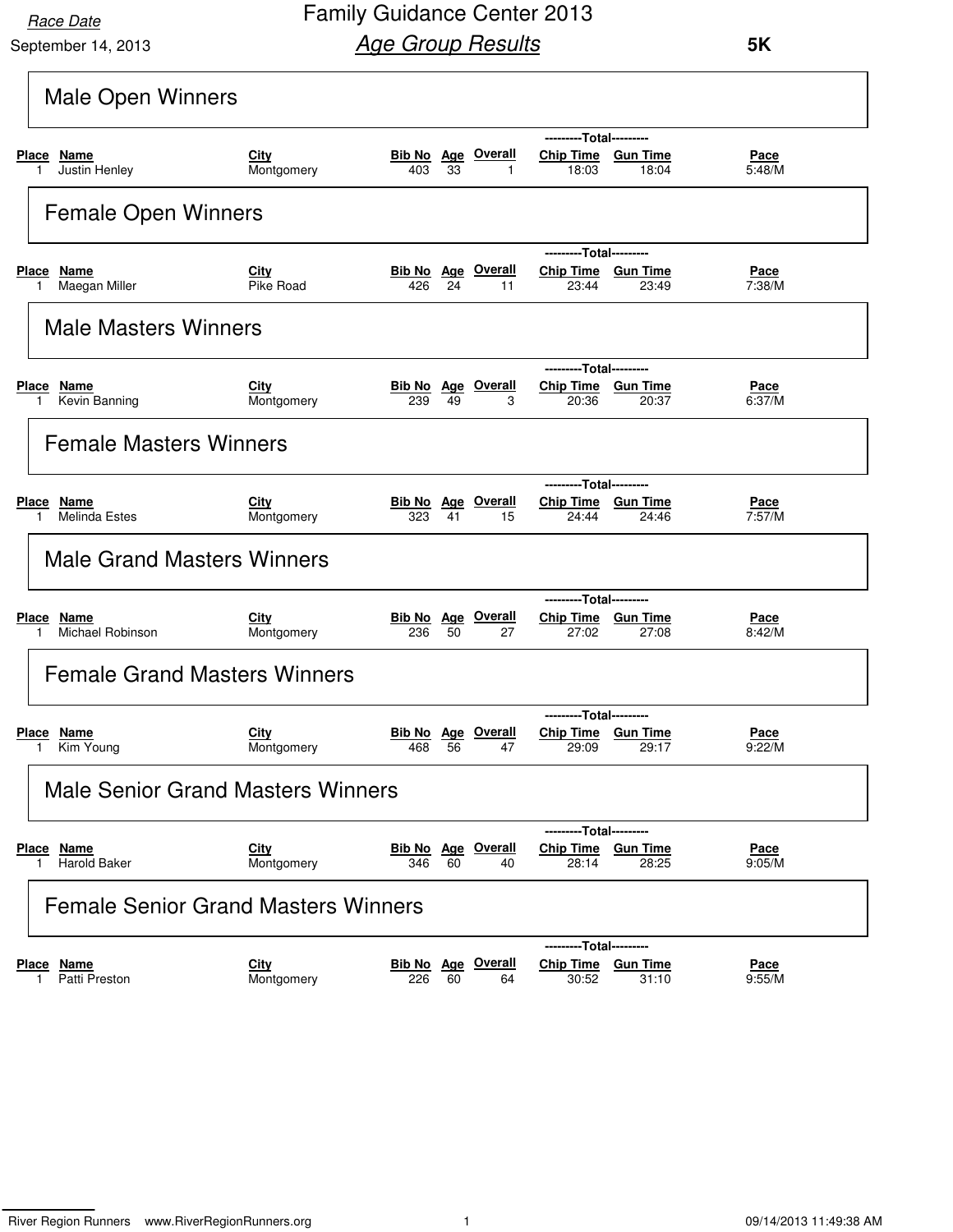Race Date

September 14, 2013

# Family Guidance Center 2013

## *Age Group Results*

**5K**

### Male Open Winners

| Place | Name | City | Bib No | Age | Overall | Chip Time | Gun Time | Pace |
|---|---|---|---|---|---|---|---|---|
| 1 | Justin Henley | Montgomery | 403 | 33 | 1 | 18:03 | 18:04 | 5:48/M |

### Female Open Winners

| Place | Name | City | Bib No | Age | Overall | Chip Time | Gun Time | Pace |
|---|---|---|---|---|---|---|---|---|
| 1 | Maegan Miller | Pike Road | 426 | 24 | 11 | 23:44 | 23:49 | 7:38/M |

### Male Masters Winners

| Place | Name | City | Bib No | Age | Overall | Chip Time | Gun Time | Pace |
|---|---|---|---|---|---|---|---|---|
| 1 | Kevin Banning | Montgomery | 239 | 49 | 3 | 20:36 | 20:37 | 6:37/M |

### Female Masters Winners

| Place | Name | City | Bib No | Age | Overall | Chip Time | Gun Time | Pace |
|---|---|---|---|---|---|---|---|---|
| 1 | Melinda Estes | Montgomery | 323 | 41 | 15 | 24:44 | 24:46 | 7:57/M |

### Male Grand Masters Winners

| Place | Name | City | Bib No | Age | Overall | Chip Time | Gun Time | Pace |
|---|---|---|---|---|---|---|---|---|
| 1 | Michael Robinson | Montgomery | 236 | 50 | 27 | 27:02 | 27:08 | 8:42/M |

### Female Grand Masters Winners

| Place | Name | City | Bib No | Age | Overall | Chip Time | Gun Time | Pace |
|---|---|---|---|---|---|---|---|---|
| 1 | Kim Young | Montgomery | 468 | 56 | 47 | 29:09 | 29:17 | 9:22/M |

### Male Senior Grand Masters Winners

| Place | Name | City | Bib No | Age | Overall | Chip Time | Gun Time | Pace |
|---|---|---|---|---|---|---|---|---|
| 1 | Harold Baker | Montgomery | 346 | 60 | 40 | 28:14 | 28:25 | 9:05/M |

### Female Senior Grand Masters Winners

| Place | Name | City | Bib No | Age | Overall | Chip Time | Gun Time | Pace |
|---|---|---|---|---|---|---|---|---|
| 1 | Patti Preston | Montgomery | 226 | 60 | 64 | 30:52 | 31:10 | 9:55/M |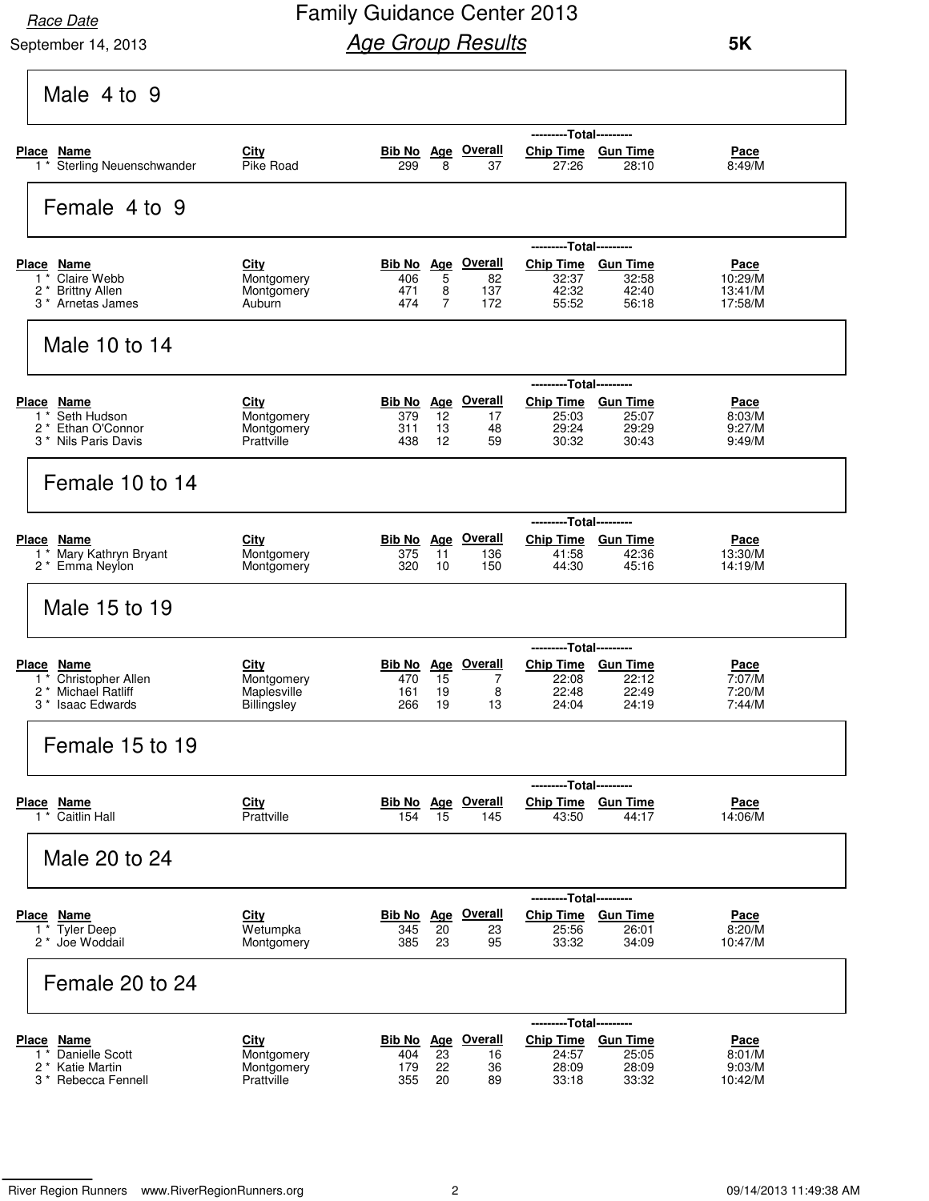Race Date

September 14, 2013

# Family Guidance Center 2013

## *Age Group Results*

**5K**

### Male 4 to 9

| Place | Name | City | Bib No | Age | Overall | Chip Time | Gun Time | Pace |
|---|---|---|---|---|---|---|---|---|
| 1 * | Sterling Neuenschwander | Pike Road | 299 | 8 | 37 | 27:26 | 28:10 | 8:49/M |

### Female 4 to 9

| Place | Name | City | Bib No | Age | Overall | Chip Time | Gun Time | Pace |
|---|---|---|---|---|---|---|---|---|
| 1 * | Claire Webb | Montgomery | 406 | 5 | 82 | 32:37 | 32:58 | 10:29/M |
| 2 * | Brittny Allen | Montgomery | 471 | 8 | 137 | 42:32 | 42:40 | 13:41/M |
| 3 * | Arnetas James | Auburn | 474 | 7 | 172 | 55:52 | 56:18 | 17:58/M |

### Male 10 to 14

| Place | Name | City | Bib No | Age | Overall | Chip Time | Gun Time | Pace |
|---|---|---|---|---|---|---|---|---|
| 1 * | Seth Hudson | Montgomery | 379 | 12 | 17 | 25:03 | 25:07 | 8:03/M |
| 2 * | Ethan O'Connor | Montgomery | 311 | 13 | 48 | 29:24 | 29:29 | 9:27/M |
| 3 * | Nils Paris Davis | Prattville | 438 | 12 | 59 | 30:32 | 30:43 | 9:49/M |

### Female 10 to 14

| Place | Name | City | Bib No | Age | Overall | Chip Time | Gun Time | Pace |
|---|---|---|---|---|---|---|---|---|
| 1 * | Mary Kathryn Bryant | Montgomery | 375 | 11 | 136 | 41:58 | 42:36 | 13:30/M |
| 2 * | Emma Neylon | Montgomery | 320 | 10 | 150 | 44:30 | 45:16 | 14:19/M |

### Male 15 to 19

| Place | Name | City | Bib No | Age | Overall | Chip Time | Gun Time | Pace |
|---|---|---|---|---|---|---|---|---|
| 1 * | Christopher Allen | Montgomery | 470 | 15 | 7 | 22:08 | 22:12 | 7:07/M |
| 2 * | Michael Ratliff | Maplesville | 161 | 19 | 8 | 22:48 | 22:49 | 7:20/M |
| 3 * | Isaac Edwards | Billingsley | 266 | 19 | 13 | 24:04 | 24:19 | 7:44/M |

### Female 15 to 19

| Place | Name | City | Bib No | Age | Overall | Chip Time | Gun Time | Pace |
|---|---|---|---|---|---|---|---|---|
| 1 * | Caitlin Hall | Prattville | 154 | 15 | 145 | 43:50 | 44:17 | 14:06/M |

### Male 20 to 24

| Place | Name | City | Bib No | Age | Overall | Chip Time | Gun Time | Pace |
|---|---|---|---|---|---|---|---|---|
| 1 * | Tyler Deep | Wetumpka | 345 | 20 | 23 | 25:56 | 26:01 | 8:20/M |
| 2 * | Joe Woddail | Montgomery | 385 | 23 | 95 | 33:32 | 34:09 | 10:47/M |

### Female 20 to 24

| Place | Name | City | Bib No | Age | Overall | Chip Time | Gun Time | Pace |
|---|---|---|---|---|---|---|---|---|
| 1 * | Danielle Scott | Montgomery | 404 | 23 | 16 | 24:57 | 25:05 | 8:01/M |
| 2 * | Katie Martin | Montgomery | 179 | 22 | 36 | 28:09 | 28:09 | 9:03/M |
| 3 * | Rebecca Fennell | Prattville | 355 | 20 | 89 | 33:18 | 33:32 | 10:42/M |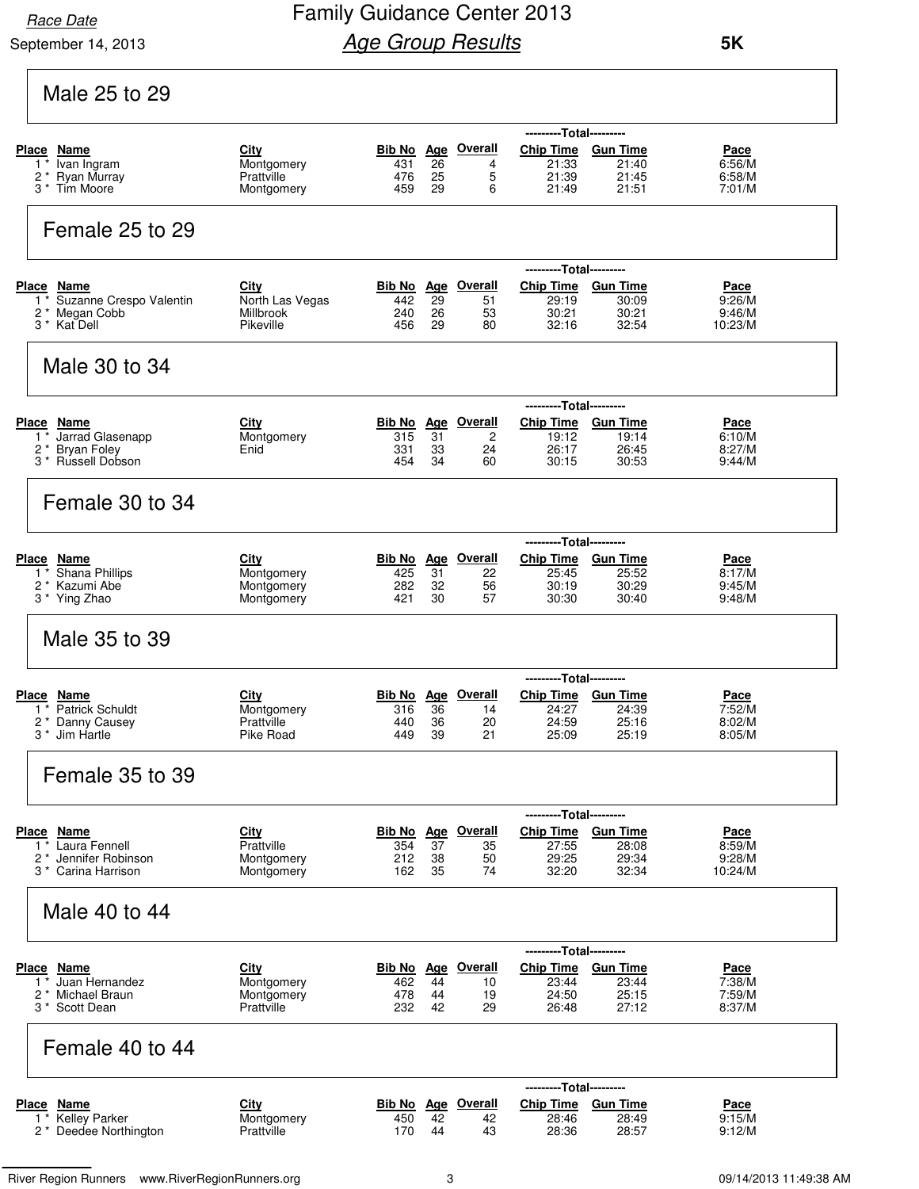Race Date

September 14, 2013

# Family Guidance Center 2013

## *Age Group Results*

**5K**

### Male 25 to 29

| Place | Name | City | Bib No | Age | Overall | Chip Time | Gun Time | Pace |
|---|---|---|---|---|---|---|---|---|
| 1 * | Ivan Ingram | Montgomery | 431 | 26 | 4 | 21:33 | 21:40 | 6:56/M |
| 2 * | Ryan Murray | Prattville | 476 | 25 | 5 | 21:39 | 21:45 | 6:58/M |
| 3 * | Tim Moore | Montgomery | 459 | 29 | 6 | 21:49 | 21:51 | 7:01/M |

### Female 25 to 29

| Place | Name | City | Bib No | Age | Overall | Chip Time | Gun Time | Pace |
|---|---|---|---|---|---|---|---|---|
| 1 * | Suzanne Crespo Valentin | North Las Vegas | 442 | 29 | 51 | 29:19 | 30:09 | 9:26/M |
| 2 * | Megan Cobb | Millbrook | 240 | 26 | 53 | 30:21 | 30:21 | 9:46/M |
| 3 * | Kat Dell | Pikeville | 456 | 29 | 80 | 32:16 | 32:54 | 10:23/M |

### Male 30 to 34

| Place | Name | City | Bib No | Age | Overall | Chip Time | Gun Time | Pace |
|---|---|---|---|---|---|---|---|---|
| 1 * | Jarrad Glasenapp | Montgomery | 315 | 31 | 2 | 19:12 | 19:14 | 6:10/M |
| 2 * | Bryan Foley | Enid | 331 | 33 | 24 | 26:17 | 26:45 | 8:27/M |
| 3 * | Russell Dobson | | 454 | 34 | 60 | 30:15 | 30:53 | 9:44/M |

### Female 30 to 34

| Place | Name | City | Bib No | Age | Overall | Chip Time | Gun Time | Pace |
|---|---|---|---|---|---|---|---|---|
| 1 * | Shana Phillips | Montgomery | 425 | 31 | 22 | 25:45 | 25:52 | 8:17/M |
| 2 * | Kazumi Abe | Montgomery | 282 | 32 | 56 | 30:19 | 30:29 | 9:45/M |
| 3 * | Ying Zhao | Montgomery | 421 | 30 | 57 | 30:30 | 30:40 | 9:48/M |

### Male 35 to 39

| Place | Name | City | Bib No | Age | Overall | Chip Time | Gun Time | Pace |
|---|---|---|---|---|---|---|---|---|
| 1 * | Patrick Schuldt | Montgomery | 316 | 36 | 14 | 24:27 | 24:39 | 7:52/M |
| 2 * | Danny Causey | Prattville | 440 | 36 | 20 | 24:59 | 25:16 | 8:02/M |
| 3 * | Jim Hartle | Pike Road | 449 | 39 | 21 | 25:09 | 25:19 | 8:05/M |

### Female 35 to 39

| Place | Name | City | Bib No | Age | Overall | Chip Time | Gun Time | Pace |
|---|---|---|---|---|---|---|---|---|
| 1 * | Laura Fennell | Prattville | 354 | 37 | 35 | 27:55 | 28:08 | 8:59/M |
| 2 * | Jennifer Robinson | Montgomery | 212 | 38 | 50 | 29:25 | 29:34 | 9:28/M |
| 3 * | Carina Harrison | Montgomery | 162 | 35 | 74 | 32:20 | 32:34 | 10:24/M |

### Male 40 to 44

| Place | Name | City | Bib No | Age | Overall | Chip Time | Gun Time | Pace |
|---|---|---|---|---|---|---|---|---|
| 1 * | Juan Hernandez | Montgomery | 462 | 44 | 10 | 23:44 | 23:44 | 7:38/M |
| 2 * | Michael Braun | Montgomery | 478 | 44 | 19 | 24:50 | 25:15 | 7:59/M |
| 3 * | Scott Dean | Prattville | 232 | 42 | 29 | 26:48 | 27:12 | 8:37/M |

### Female 40 to 44

| Place | Name | City | Bib No | Age | Overall | Chip Time | Gun Time | Pace |
|---|---|---|---|---|---|---|---|---|
| 1 * | Kelley Parker | Montgomery | 450 | 42 | 42 | 28:46 | 28:49 | 9:15/M |
| 2 * | Deedee Northington | Prattville | 170 | 44 | 43 | 28:36 | 28:57 | 9:12/M |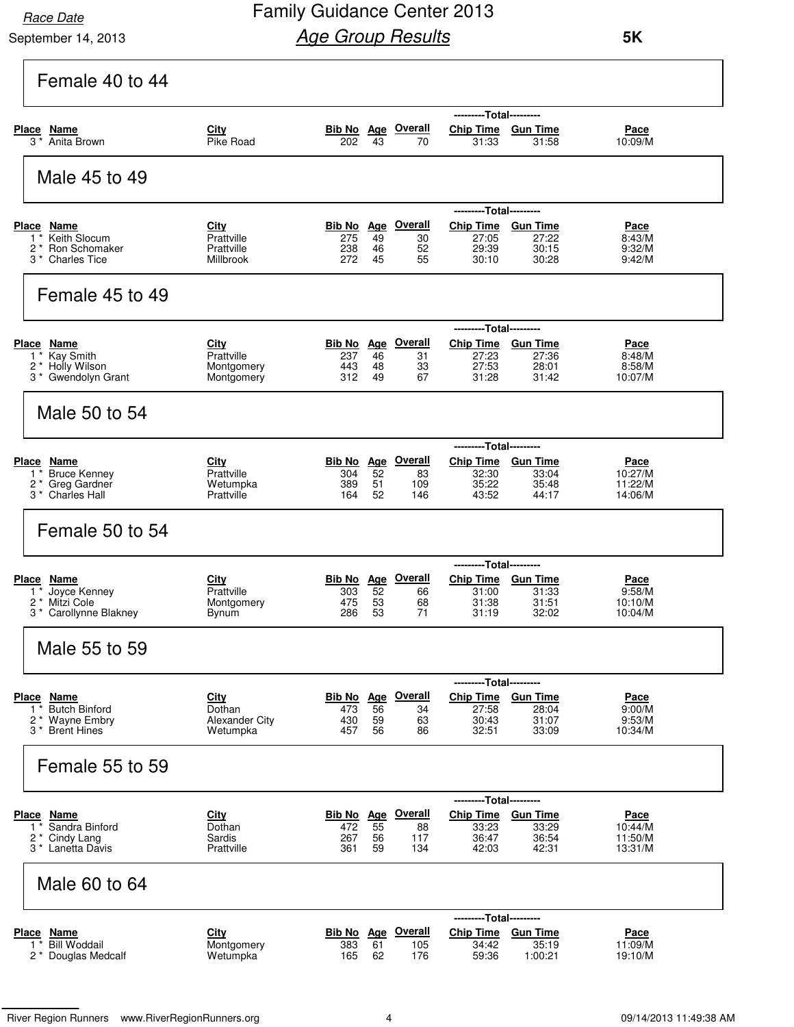Race Date

September 14, 2013

# Family Guidance Center 2013

## *Age Group Results*

**5K**

### Female 40 to 44

| Place | Name | City | Bib No | Age | Overall | Chip Time | Gun Time | Pace |
|---|---|---|---|---|---|---|---|---|
| 3 * | Anita Brown | Pike Road | 202 | 43 | 70 | 31:33 | 31:58 | 10:09/M |

### Male 45 to 49

| Place | Name | City | Bib No | Age | Overall | Chip Time | Gun Time | Pace |
|---|---|---|---|---|---|---|---|---|
| 1 * | Keith Slocum | Prattville | 275 | 49 | 30 | 27:05 | 27:22 | 8:43/M |
| 2 * | Ron Schomaker | Prattville | 238 | 46 | 52 | 29:39 | 30:15 | 9:32/M |
| 3 * | Charles Tice | Millbrook | 272 | 45 | 55 | 30:10 | 30:28 | 9:42/M |

### Female 45 to 49

| Place | Name | City | Bib No | Age | Overall | Chip Time | Gun Time | Pace |
|---|---|---|---|---|---|---|---|---|
| 1 * | Kay Smith | Prattville | 237 | 46 | 31 | 27:23 | 27:36 | 8:48/M |
| 2 * | Holly Wilson | Montgomery | 443 | 48 | 33 | 27:53 | 28:01 | 8:58/M |
| 3 * | Gwendolyn Grant | Montgomery | 312 | 49 | 67 | 31:28 | 31:42 | 10:07/M |

### Male 50 to 54

| Place | Name | City | Bib No | Age | Overall | Chip Time | Gun Time | Pace |
|---|---|---|---|---|---|---|---|---|
| 1 * | Bruce Kenney | Prattville | 304 | 52 | 83 | 32:30 | 33:04 | 10:27/M |
| 2 * | Greg Gardner | Wetumpka | 389 | 51 | 109 | 35:22 | 35:48 | 11:22/M |
| 3 * | Charles Hall | Prattville | 164 | 52 | 146 | 43:52 | 44:17 | 14:06/M |

### Female 50 to 54

| Place | Name | City | Bib No | Age | Overall | Chip Time | Gun Time | Pace |
|---|---|---|---|---|---|---|---|---|
| 1 * | Joyce Kenney | Prattville | 303 | 52 | 66 | 31:00 | 31:33 | 9:58/M |
| 2 * | Mitzi Cole | Montgomery | 475 | 53 | 68 | 31:38 | 31:51 | 10:10/M |
| 3 * | Carollynne Blakney | Bynum | 286 | 53 | 71 | 31:19 | 32:02 | 10:04/M |

### Male 55 to 59

| Place | Name | City | Bib No | Age | Overall | Chip Time | Gun Time | Pace |
|---|---|---|---|---|---|---|---|---|
| 1 * | Butch Binford | Dothan | 473 | 56 | 34 | 27:58 | 28:04 | 9:00/M |
| 2 * | Wayne Embry | Alexander City | 430 | 59 | 63 | 30:43 | 31:07 | 9:53/M |
| 3 * | Brent Hines | Wetumpka | 457 | 56 | 86 | 32:51 | 33:09 | 10:34/M |

### Female 55 to 59

| Place | Name | City | Bib No | Age | Overall | Chip Time | Gun Time | Pace |
|---|---|---|---|---|---|---|---|---|
| 1 * | Sandra Binford | Dothan | 472 | 55 | 88 | 33:23 | 33:29 | 10:44/M |
| 2 * | Cindy Lang | Sardis | 267 | 56 | 117 | 36:47 | 36:54 | 11:50/M |
| 3 * | Lanetta Davis | Prattville | 361 | 59 | 134 | 42:03 | 42:31 | 13:31/M |

### Male 60 to 64

| Place | Name | City | Bib No | Age | Overall | Chip Time | Gun Time | Pace |
|---|---|---|---|---|---|---|---|---|
| 1 * | Bill Woddail | Montgomery | 383 | 61 | 105 | 34:42 | 35:19 | 11:09/M |
| 2 * | Douglas Medcalf | Wetumpka | 165 | 62 | 176 | 59:36 | 1:00:21 | 19:10/M |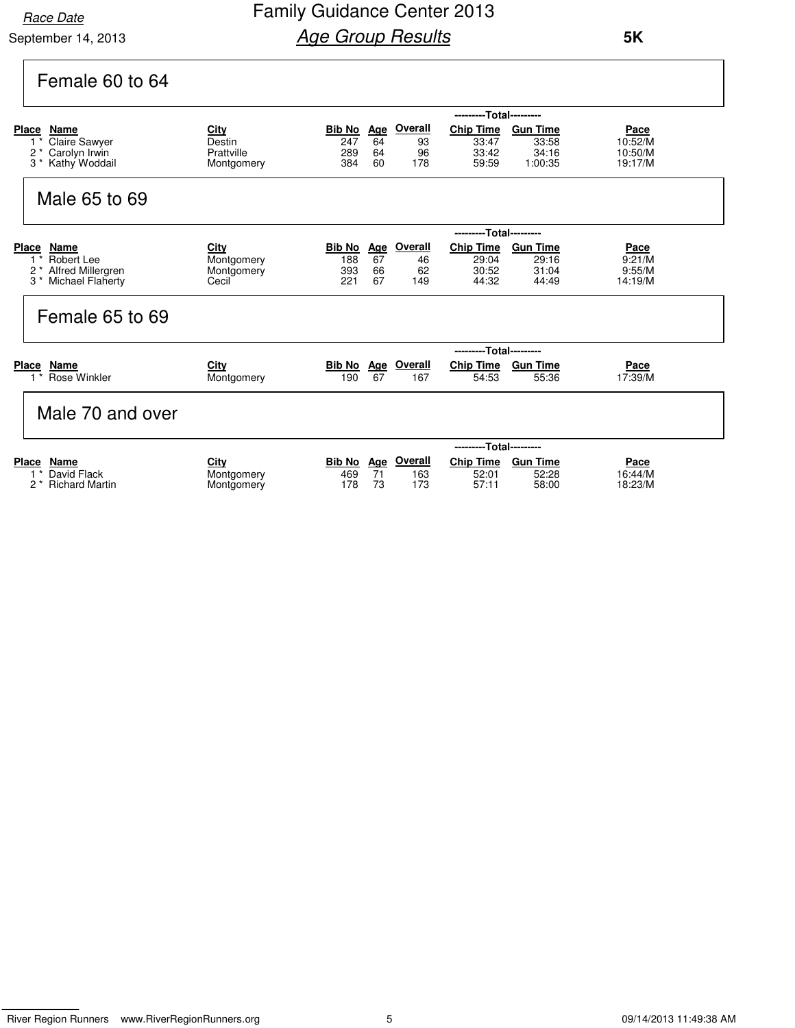Race Date

September 14, 2013

# Family Guidance Center 2013

## *Age Group Results*

**5K**

### Female 60 to 64

| Place | Name | City | Bib No | Age | Overall | Chip Time | Gun Time | Pace |
|---|---|---|---|---|---|---|---|---|
| 1 * | Claire Sawyer | Destin | 247 | 64 | 93 | 33:47 | 33:58 | 10:52/M |
| 2 * | Carolyn Irwin | Prattville | 289 | 64 | 96 | 33:42 | 34:16 | 10:50/M |
| 3 * | Kathy Woddail | Montgomery | 384 | 60 | 178 | 59:59 | 1:00:35 | 19:17/M |

### Male 65 to 69

| Place | Name | City | Bib No | Age | Overall | Chip Time | Gun Time | Pace |
|---|---|---|---|---|---|---|---|---|
| 1 * | Robert Lee | Montgomery | 188 | 67 | 46 | 29:04 | 29:16 | 9:21/M |
| 2 * | Alfred Millergren | Montgomery | 393 | 66 | 62 | 30:52 | 31:04 | 9:55/M |
| 3 * | Michael Flaherty | Cecil | 221 | 67 | 149 | 44:32 | 44:49 | 14:19/M |

### Female 65 to 69

| Place | Name | City | Bib No | Age | Overall | Chip Time | Gun Time | Pace |
|---|---|---|---|---|---|---|---|---|
| 1 * | Rose Winkler | Montgomery | 190 | 67 | 167 | 54:53 | 55:36 | 17:39/M |

### Male 70 and over

| Place | Name | City | Bib No | Age | Overall | Chip Time | Gun Time | Pace |
|---|---|---|---|---|---|---|---|---|
| 1 * | David Flack | Montgomery | 469 | 71 | 163 | 52:01 | 52:28 | 16:44/M |
| 2 * | Richard Martin | Montgomery | 178 | 73 | 173 | 57:11 | 58:00 | 18:23/M |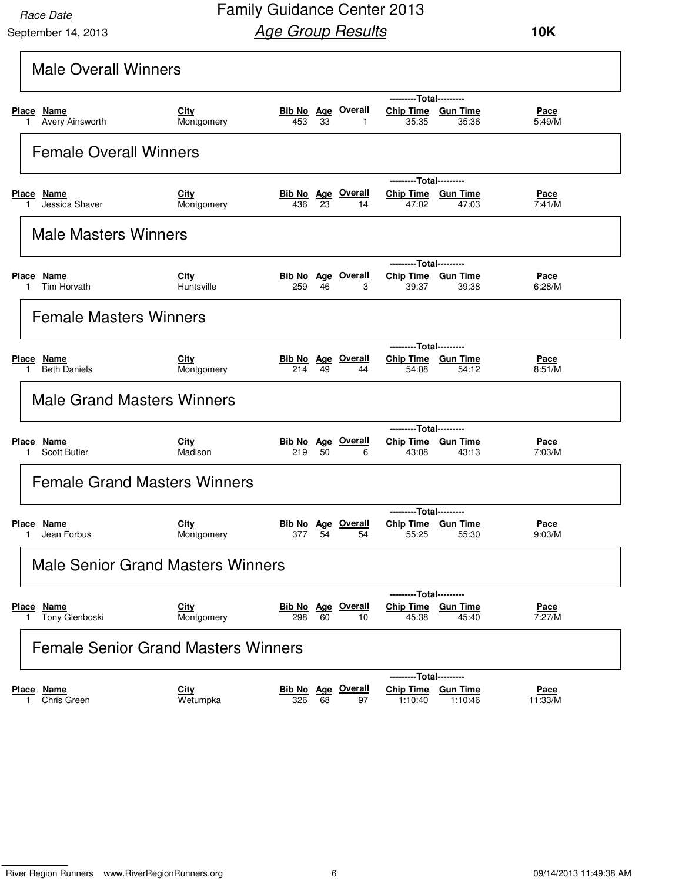Race Date

September 14, 2013

# Family Guidance Center 2013

## *Age Group Results*

**10K**

### Male Overall Winners

| Place | Name | City | Bib No | Age | Overall | Chip Time | Gun Time | Pace |
|---|---|---|---|---|---|---|---|---|
| 1 | Avery Ainsworth | Montgomery | 453 | 33 | 1 | 35:35 | 35:36 | 5:49/M |

### Female Overall Winners

| Place | Name | City | Bib No | Age | Overall | Chip Time | Gun Time | Pace |
|---|---|---|---|---|---|---|---|---|
| 1 | Jessica Shaver | Montgomery | 436 | 23 | 14 | 47:02 | 47:03 | 7:41/M |

### Male Masters Winners

| Place | Name | City | Bib No | Age | Overall | Chip Time | Gun Time | Pace |
|---|---|---|---|---|---|---|---|---|
| 1 | Tim Horvath | Huntsville | 259 | 46 | 3 | 39:37 | 39:38 | 6:28/M |

### Female Masters Winners

| Place | Name | City | Bib No | Age | Overall | Chip Time | Gun Time | Pace |
|---|---|---|---|---|---|---|---|---|
| 1 | Beth Daniels | Montgomery | 214 | 49 | 44 | 54:08 | 54:12 | 8:51/M |

### Male Grand Masters Winners

| Place | Name | City | Bib No | Age | Overall | Chip Time | Gun Time | Pace |
|---|---|---|---|---|---|---|---|---|
| 1 | Scott Butler | Madison | 219 | 50 | 6 | 43:08 | 43:13 | 7:03/M |

### Female Grand Masters Winners

| Place | Name | City | Bib No | Age | Overall | Chip Time | Gun Time | Pace |
|---|---|---|---|---|---|---|---|---|
| 1 | Jean Forbus | Montgomery | 377 | 54 | 54 | 55:25 | 55:30 | 9:03/M |

### Male Senior Grand Masters Winners

| Place | Name | City | Bib No | Age | Overall | Chip Time | Gun Time | Pace |
|---|---|---|---|---|---|---|---|---|
| 1 | Tony Glenboski | Montgomery | 298 | 60 | 10 | 45:38 | 45:40 | 7:27/M |

### Female Senior Grand Masters Winners

| Place | Name | City | Bib No | Age | Overall | Chip Time | Gun Time | Pace |
|---|---|---|---|---|---|---|---|---|
| 1 | Chris Green | Wetumpka | 326 | 68 | 97 | 1:10:40 | 1:10:46 | 11:33/M |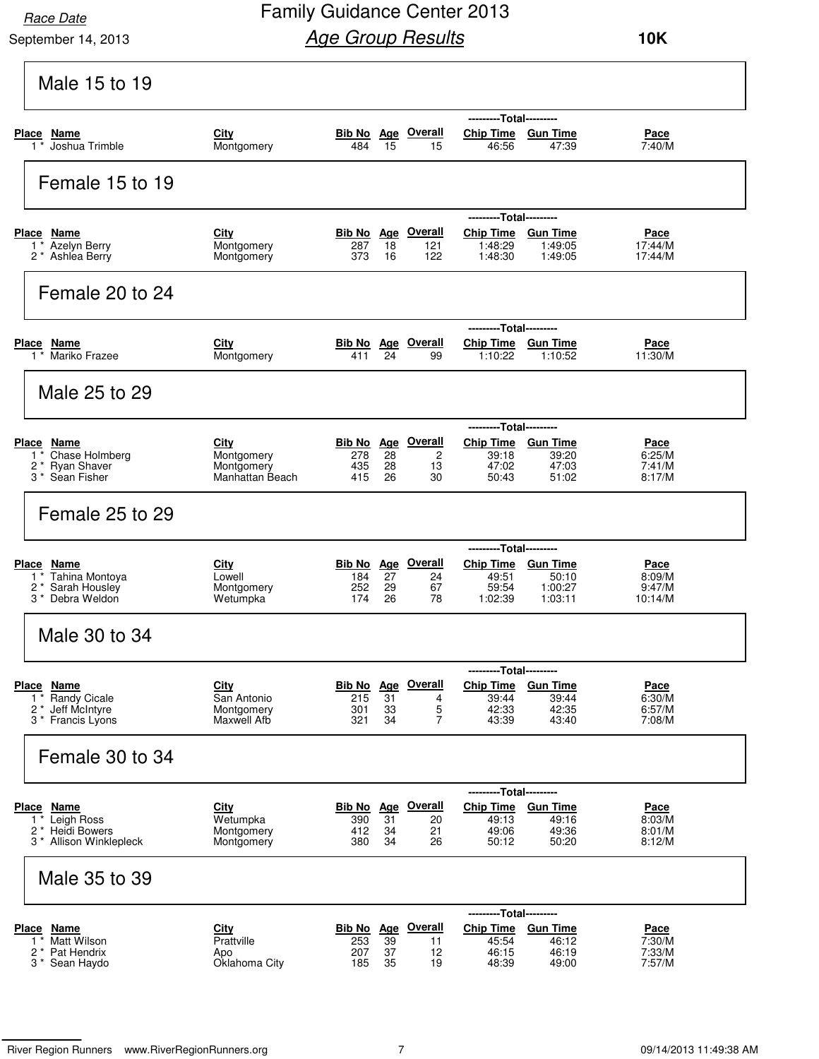Race Date

September 14, 2013

# Family Guidance Center 2013

## *Age Group Results*

**10K**

### Male 15 to 19

| Place | Name | City | Bib No | Age | Overall | Chip Time | Gun Time | Pace |
|---|---|---|---|---|---|---|---|---|
| 1 * | Joshua Trimble | Montgomery | 484 | 15 | 15 | 46:56 | 47:39 | 7:40/M |

### Female 15 to 19

| Place | Name | City | Bib No | Age | Overall | Chip Time | Gun Time | Pace |
|---|---|---|---|---|---|---|---|---|
| 1 * | Azelyn Berry | Montgomery | 287 | 18 | 121 | 1:48:29 | 1:49:05 | 17:44/M |
| 2 * | Ashlea Berry | Montgomery | 373 | 16 | 122 | 1:48:30 | 1:49:05 | 17:44/M |

### Female 20 to 24

| Place | Name | City | Bib No | Age | Overall | Chip Time | Gun Time | Pace |
|---|---|---|---|---|---|---|---|---|
| 1 * | Mariko Frazee | Montgomery | 411 | 24 | 99 | 1:10:22 | 1:10:52 | 11:30/M |

### Male 25 to 29

| Place | Name | City | Bib No | Age | Overall | Chip Time | Gun Time | Pace |
|---|---|---|---|---|---|---|---|---|
| 1 * | Chase Holmberg | Montgomery | 278 | 28 | 2 | 39:18 | 39:20 | 6:25/M |
| 2 * | Ryan Shaver | Montgomery | 435 | 28 | 13 | 47:02 | 47:03 | 7:41/M |
| 3 * | Sean Fisher | Manhattan Beach | 415 | 26 | 30 | 50:43 | 51:02 | 8:17/M |

### Female 25 to 29

| Place | Name | City | Bib No | Age | Overall | Chip Time | Gun Time | Pace |
|---|---|---|---|---|---|---|---|---|
| 1 * | Tahina Montoya | Lowell | 184 | 27 | 24 | 49:51 | 50:10 | 8:09/M |
| 2 * | Sarah Housley | Montgomery | 252 | 29 | 67 | 59:54 | 1:00:27 | 9:47/M |
| 3 * | Debra Weldon | Wetumpka | 174 | 26 | 78 | 1:02:39 | 1:03:11 | 10:14/M |

### Male 30 to 34

| Place | Name | City | Bib No | Age | Overall | Chip Time | Gun Time | Pace |
|---|---|---|---|---|---|---|---|---|
| 1 * | Randy Cicale | San Antonio | 215 | 31 | 4 | 39:44 | 39:44 | 6:30/M |
| 2 * | Jeff McIntyre | Montgomery | 301 | 33 | 5 | 42:33 | 42:35 | 6:57/M |
| 3 * | Francis Lyons | Maxwell Afb | 321 | 34 | 7 | 43:39 | 43:40 | 7:08/M |

### Female 30 to 34

| Place | Name | City | Bib No | Age | Overall | Chip Time | Gun Time | Pace |
|---|---|---|---|---|---|---|---|---|
| 1 * | Leigh Ross | Wetumpka | 390 | 31 | 20 | 49:13 | 49:16 | 8:03/M |
| 2 * | Heidi Bowers | Montgomery | 412 | 34 | 21 | 49:06 | 49:36 | 8:01/M |
| 3 * | Allison Winklepleck | Montgomery | 380 | 34 | 26 | 50:12 | 50:20 | 8:12/M |

### Male 35 to 39

| Place | Name | City | Bib No | Age | Overall | Chip Time | Gun Time | Pace |
|---|---|---|---|---|---|---|---|---|
| 1 * | Matt Wilson | Prattville | 253 | 39 | 11 | 45:54 | 46:12 | 7:30/M |
| 2 * | Pat Hendrix | Apo | 207 | 37 | 12 | 46:15 | 46:19 | 7:33/M |
| 3 * | Sean Haydo | Oklahoma City | 185 | 35 | 19 | 48:39 | 49:00 | 7:57/M |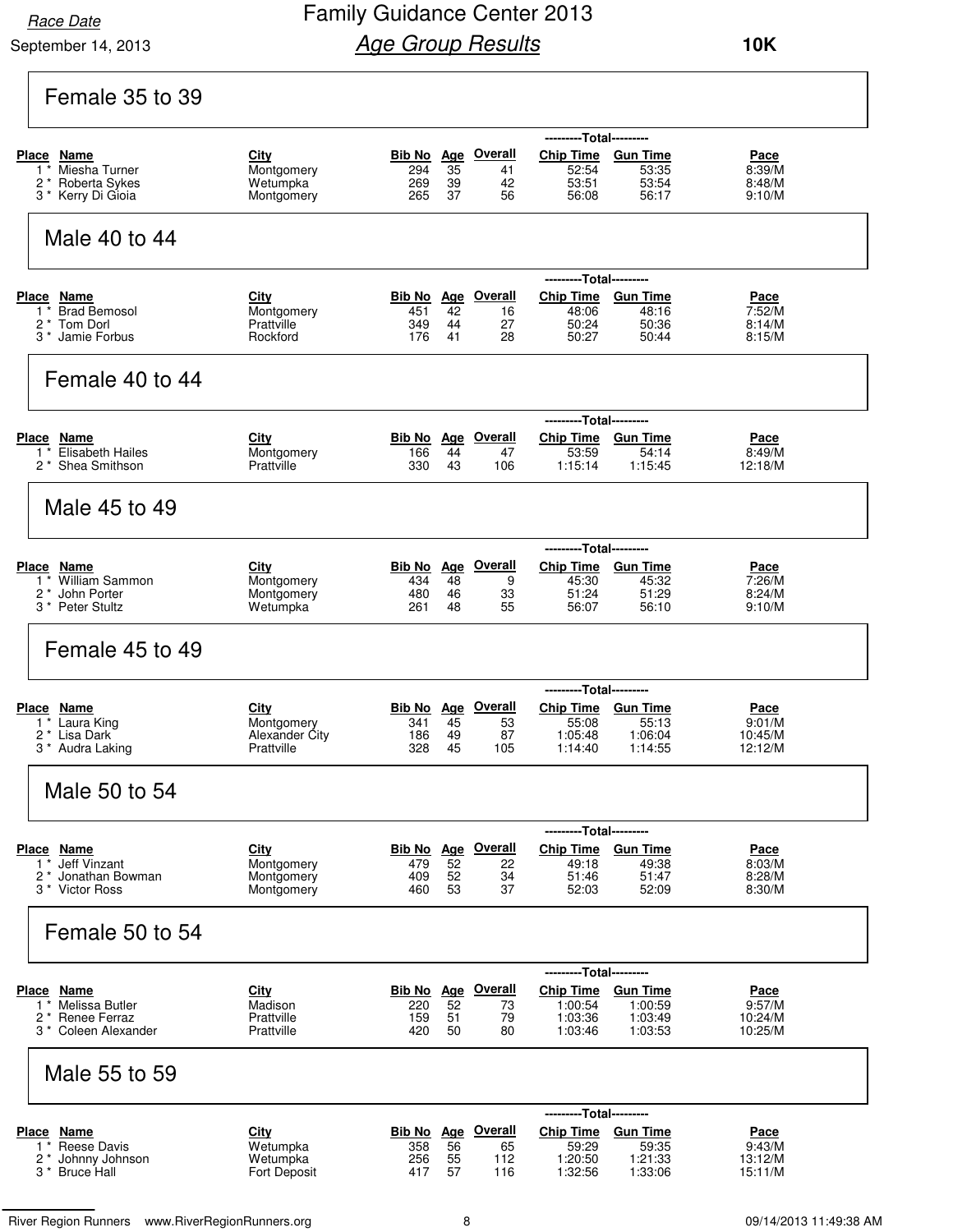Race Date

September 14, 2013

# Family Guidance Center 2013

## *Age Group Results*

**10K**

### Female 35 to 39

| Place | Name | City | Bib No | Age | Overall | Chip Time | Gun Time | Pace |
|---|---|---|---|---|---|---|---|---|
| | | | | | | ---------Total--------- | | |
| 1 * | Miesha Turner | Montgomery | 294 | 35 | 41 | 52:54 | 53:35 | 8:39/M |
| 2 * | Roberta Sykes | Wetumpka | 269 | 39 | 42 | 53:51 | 53:54 | 8:48/M |
| 3 * | Kerry Di Gioia | Montgomery | 265 | 37 | 56 | 56:08 | 56:17 | 9:10/M |

### Male 40 to 44

| Place | Name | City | Bib No | Age | Overall | Chip Time | Gun Time | Pace |
|---|---|---|---|---|---|---|---|---|
| | | | | | | ---------Total--------- | | |
| 1 * | Brad Bemosol | Montgomery | 451 | 42 | 16 | 48:06 | 48:16 | 7:52/M |
| 2 * | Tom Dorl | Prattville | 349 | 44 | 27 | 50:24 | 50:36 | 8:14/M |
| 3 * | Jamie Forbus | Rockford | 176 | 41 | 28 | 50:27 | 50:44 | 8:15/M |

### Female 40 to 44

| Place | Name | City | Bib No | Age | Overall | Chip Time | Gun Time | Pace |
|---|---|---|---|---|---|---|---|---|
| | | | | | | ---------Total--------- | | |
| 1 * | Elisabeth Hailes | Montgomery | 166 | 44 | 47 | 53:59 | 54:14 | 8:49/M |
| 2 * | Shea Smithson | Prattville | 330 | 43 | 106 | 1:15:14 | 1:15:45 | 12:18/M |

### Male 45 to 49

| Place | Name | City | Bib No | Age | Overall | Chip Time | Gun Time | Pace |
|---|---|---|---|---|---|---|---|---|
| | | | | | | ---------Total--------- | | |
| 1 * | William Sammon | Montgomery | 434 | 48 | 9 | 45:30 | 45:32 | 7:26/M |
| 2 * | John Porter | Montgomery | 480 | 46 | 33 | 51:24 | 51:29 | 8:24/M |
| 3 * | Peter Stultz | Wetumpka | 261 | 48 | 55 | 56:07 | 56:10 | 9:10/M |

### Female 45 to 49

| Place | Name | City | Bib No | Age | Overall | Chip Time | Gun Time | Pace |
|---|---|---|---|---|---|---|---|---|
| | | | | | | ---------Total--------- | | |
| 1 * | Laura King | Montgomery | 341 | 45 | 53 | 55:08 | 55:13 | 9:01/M |
| 2 * | Lisa Dark | Alexander City | 186 | 49 | 87 | 1:05:48 | 1:06:04 | 10:45/M |
| 3 * | Audra Laking | Prattville | 328 | 45 | 105 | 1:14:40 | 1:14:55 | 12:12/M |

### Male 50 to 54

| Place | Name | City | Bib No | Age | Overall | Chip Time | Gun Time | Pace |
|---|---|---|---|---|---|---|---|---|
| | | | | | | ---------Total--------- | | |
| 1 * | Jeff Vinzant | Montgomery | 479 | 52 | 22 | 49:18 | 49:38 | 8:03/M |
| 2 * | Jonathan Bowman | Montgomery | 409 | 52 | 34 | 51:46 | 51:47 | 8:28/M |
| 3 * | Victor Ross | Montgomery | 460 | 53 | 37 | 52:03 | 52:09 | 8:30/M |

### Female 50 to 54

| Place | Name | City | Bib No | Age | Overall | Chip Time | Gun Time | Pace |
|---|---|---|---|---|---|---|---|---|
| | | | | | | ---------Total--------- | | |
| 1 * | Melissa Butler | Madison | 220 | 52 | 73 | 1:00:54 | 1:00:59 | 9:57/M |
| 2 * | Renee Ferraz | Prattville | 159 | 51 | 79 | 1:03:36 | 1:03:49 | 10:24/M |
| 3 * | Coleen Alexander | Prattville | 420 | 50 | 80 | 1:03:46 | 1:03:53 | 10:25/M |

### Male 55 to 59

| Place | Name | City | Bib No | Age | Overall | Chip Time | Gun Time | Pace |
|---|---|---|---|---|---|---|---|---|
| | | | | | | ---------Total--------- | | |
| 1 * | Reese Davis | Wetumpka | 358 | 56 | 65 | 59:29 | 59:35 | 9:43/M |
| 2 * | Johnny Johnson | Wetumpka | 256 | 55 | 112 | 1:20:50 | 1:21:33 | 13:12/M |
| 3 * | Bruce Hall | Fort Deposit | 417 | 57 | 116 | 1:32:56 | 1:33:06 | 15:11/M |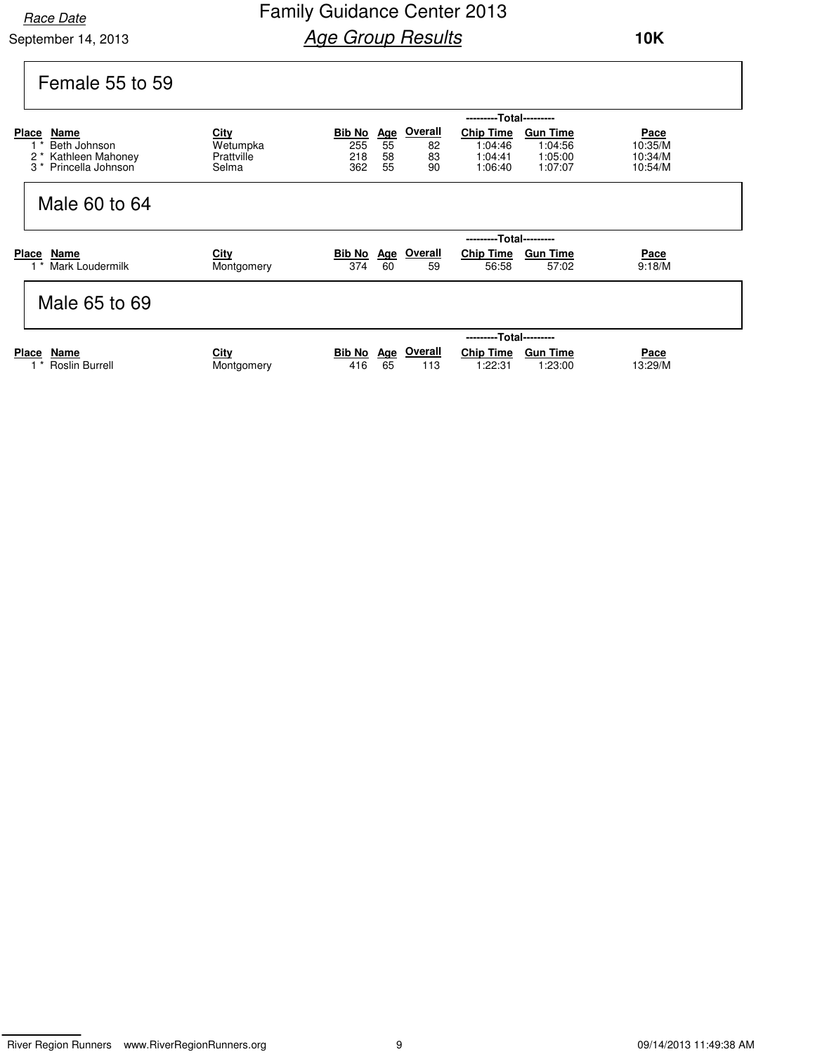Race Date

September 14, 2013

# Family Guidance Center 2013

## *Age Group Results*

**10K**

### Female 55 to 59

| Place | Name | City | Bib No | Age | Overall | Chip Time | Gun Time | Pace |
|---|---|---|---|---|---|---|---|---|
| | | | | | | ---------Total--------- | | |
| 1 * | Beth Johnson | Wetumpka | 255 | 55 | 82 | 1:04:46 | 1:04:56 | 10:35/M |
| 2 * | Kathleen Mahoney | Prattville | 218 | 58 | 83 | 1:04:41 | 1:05:00 | 10:34/M |
| 3 * | Princella Johnson | Selma | 362 | 55 | 90 | 1:06:40 | 1:07:07 | 10:54/M |

### Male 60 to 64

| Place | Name | City | Bib No | Age | Overall | Chip Time | Gun Time | Pace |
|---|---|---|---|---|---|---|---|---|
| | | | | | | ---------Total--------- | | |
| 1 * | Mark Loudermilk | Montgomery | 374 | 60 | 59 | 56:58 | 57:02 | 9:18/M |

### Male 65 to 69

| Place | Name | City | Bib No | Age | Overall | Chip Time | Gun Time | Pace |
|---|---|---|---|---|---|---|---|---|
| | | | | | | ---------Total--------- | | |
| 1 * | Roslin Burrell | Montgomery | 416 | 65 | 113 | 1:22:31 | 1:23:00 | 13:29/M |